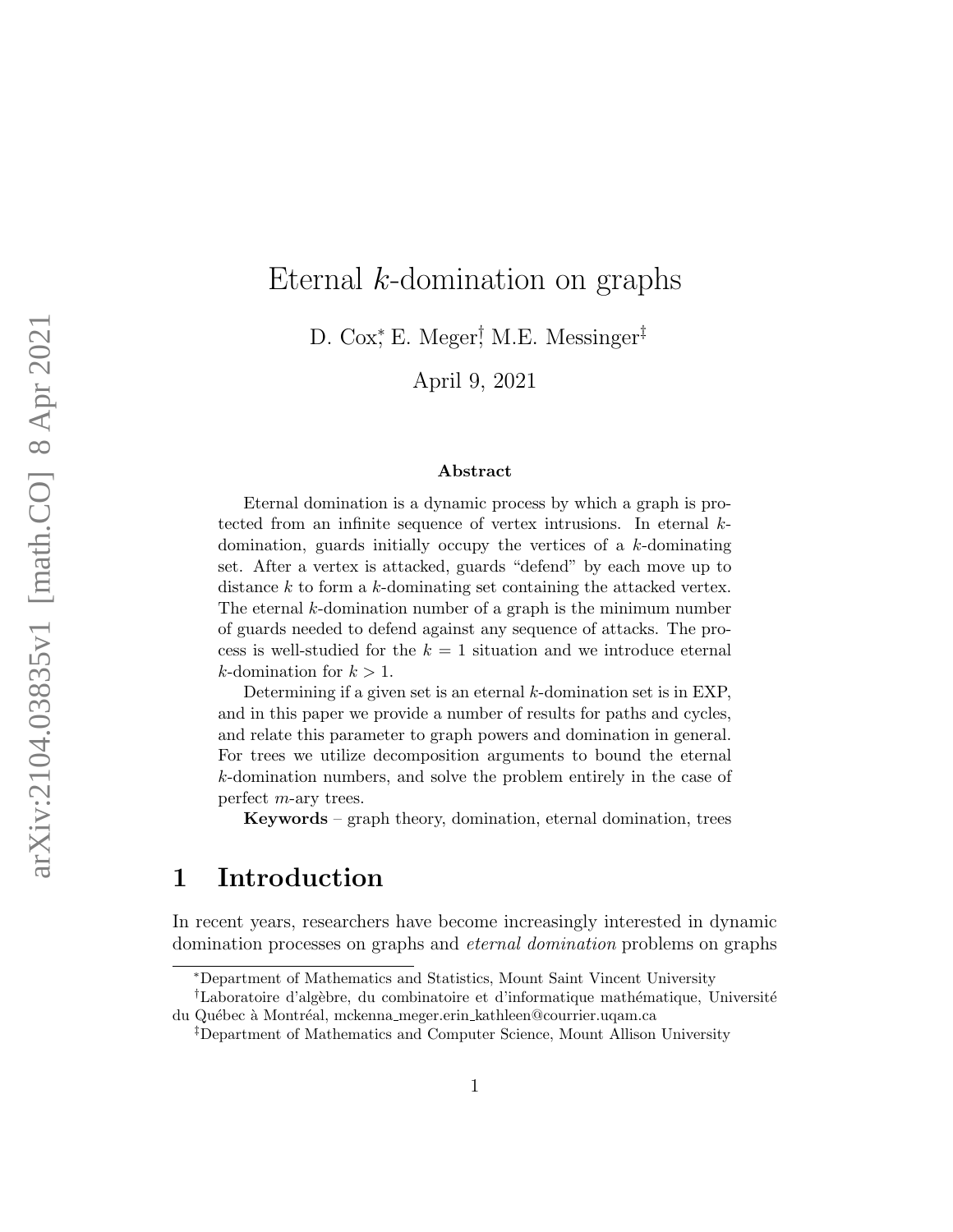# Eternal $k$-domination on graphs

D. Cox[*], E. Meger[†], M.E. Messinger[‡]

April 9, 2021

### Abstract

Eternal domination is a dynamic process by which a graph is protected from an infinite sequence of vertex intrusions. In eternal $k$-domination, guards initially occupy the vertices of a $k$-dominating set. After a vertex is attacked, guards "defend" by each move up to distance $k$ to form a $k$-dominating set containing the attacked vertex. The eternal $k$-domination number of a graph is the minimum number of guards needed to defend against any sequence of attacks. The process is well-studied for the $k = 1$ situation and we introduce eternal $k$-domination for $k > 1$.

Determining if a given set is an eternal $k$-domination set is in EXP, and in this paper we provide a number of results for paths and cycles, and relate this parameter to graph powers and domination in general. For trees we utilize decomposition arguments to bound the eternal $k$-domination numbers, and solve the problem entirely in the case of perfect $m$-ary trees.

**Keywords** – graph theory, domination, eternal domination, trees

## 1 Introduction

In recent years, researchers have become increasingly interested in dynamic domination processes on graphs and *eternal domination* problems on graphs

---

[*] Department of Mathematics and Statistics, Mount Saint Vincent University

[†] Laboratoire d'algèbre, du combinatoire et d'informatique mathématique, Université du Québec à Montréal, mckenna_meger.erin_kathleen@courrier.uqam.ca

[‡] Department of Mathematics and Computer Science, Mount Allison University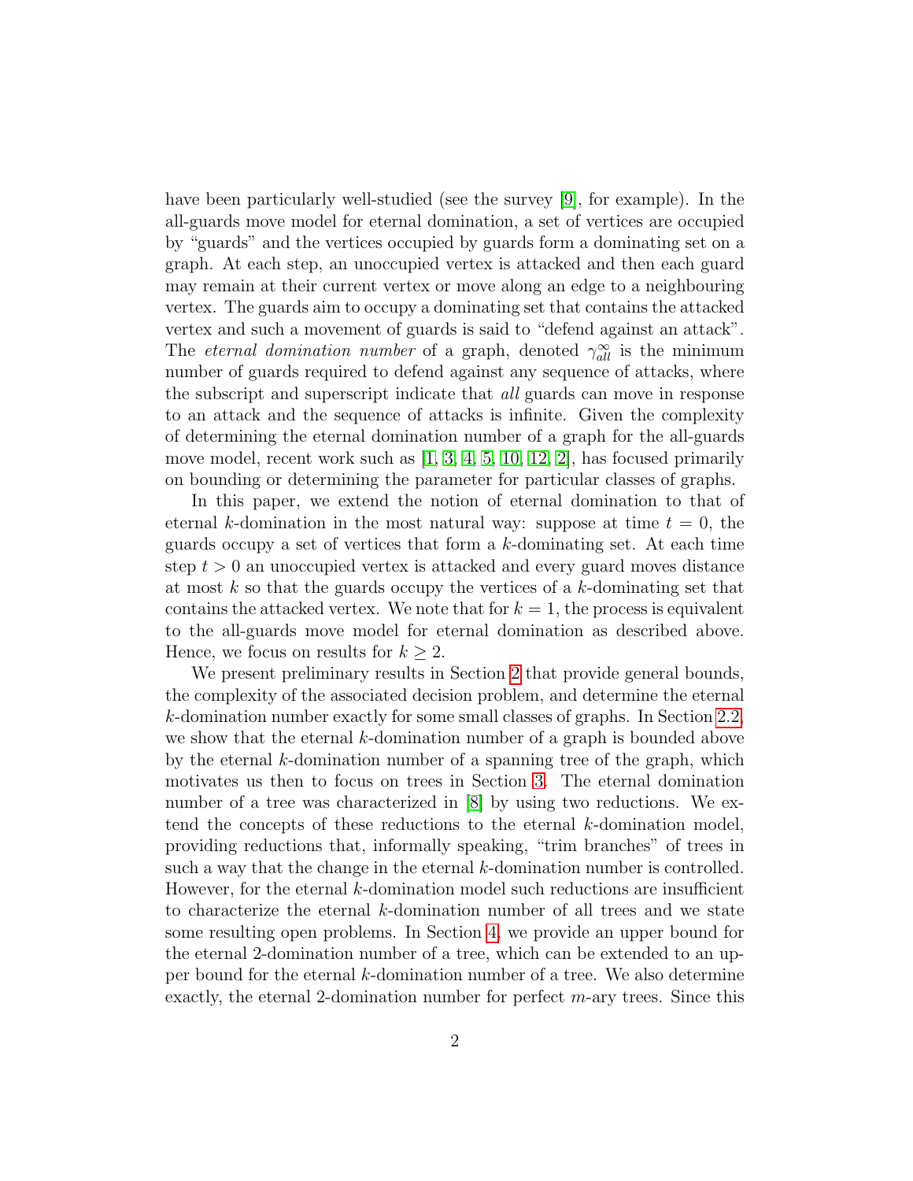have been particularly well-studied (see the survey [9], for example). In the all-guards move model for eternal domination, a set of vertices are occupied by "guards" and the vertices occupied by guards form a dominating set on a graph. At each step, an unoccupied vertex is attacked and then each guard may remain at their current vertex or move along an edge to a neighbouring vertex. The guards aim to occupy a dominating set that contains the attacked vertex and such a movement of guards is said to "defend against an attack". The *eternal domination number* of a graph, denoted $\gamma_{all}^{\infty}$ is the minimum number of guards required to defend against any sequence of attacks, where the subscript and superscript indicate that *all* guards can move in response to an attack and the sequence of attacks is infinite. Given the complexity of determining the eternal domination number of a graph for the all-guards move model, recent work such as [1, 3, 4, 5, 10, 12, 2], has focused primarily on bounding or determining the parameter for particular classes of graphs.

In this paper, we extend the notion of eternal domination to that of eternal $k$-domination in the most natural way: suppose at time $t = 0$, the guards occupy a set of vertices that form a $k$-dominating set. At each time step $t > 0$ an unoccupied vertex is attacked and every guard moves distance at most $k$ so that the guards occupy the vertices of a $k$-dominating set that contains the attacked vertex. We note that for $k = 1$, the process is equivalent to the all-guards move model for eternal domination as described above. Hence, we focus on results for $k \geq 2$.

We present preliminary results in Section 2 that provide general bounds, the complexity of the associated decision problem, and determine the eternal $k$-domination number exactly for some small classes of graphs. In Section 2.2, we show that the eternal $k$-domination number of a graph is bounded above by the eternal $k$-domination number of a spanning tree of the graph, which motivates us then to focus on trees in Section 3. The eternal domination number of a tree was characterized in [8] by using two reductions. We extend the concepts of these reductions to the eternal $k$-domination model, providing reductions that, informally speaking, "trim branches" of trees in such a way that the change in the eternal $k$-domination number is controlled. However, for the eternal $k$-domination model such reductions are insufficient to characterize the eternal $k$-domination number of all trees and we state some resulting open problems. In Section 4, we provide an upper bound for the eternal 2-domination number of a tree, which can be extended to an upper bound for the eternal $k$-domination number of a tree. We also determine exactly, the eternal 2-domination number for perfect $m$-ary trees. Since this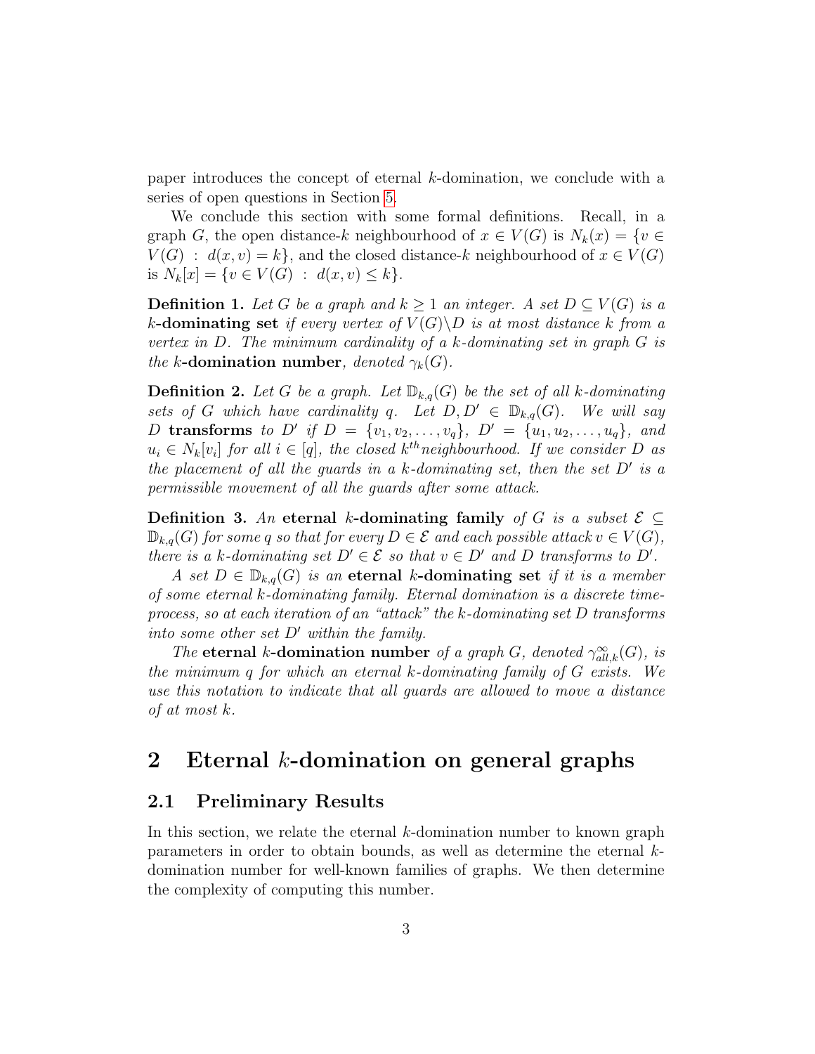paper introduces the concept of eternal $k$-domination, we conclude with a series of open questions in Section 5.

We conclude this section with some formal definitions. Recall, in a graph $G$, the open distance-$k$ neighbourhood of $x \in V(G)$ is $N_k(x) = \{v \in V(G) : d(x, v) = k\}$, and the closed distance-$k$ neighbourhood of $x \in V(G)$ is $N_k[x] = \{v \in V(G) : d(x, v) \leq k\}$.

**Definition 1.** *Let $G$ be a graph and $k \geq 1$ an integer. A set $D \subseteq V(G)$ is a* $k$**-dominating set** *if every vertex of $V(G) \backslash D$ is at most distance $k$ from a vertex in $D$. The minimum cardinality of a $k$-dominating set in graph $G$ is the* $k$**-domination number**, *denoted $\gamma_k(G)$.*

**Definition 2.** *Let $G$ be a graph. Let $\mathbb{D}_{k,q}(G)$ be the set of all $k$-dominating sets of $G$ which have cardinality $q$. Let $D, D' \in \mathbb{D}_{k,q}(G)$. We will say $D$* **transforms** *to $D'$ if $D = \{v_1, v_2, \ldots, v_q\}$, $D' = \{u_1, u_2, \ldots, u_q\}$, and $u_i \in N_k[v_i]$ for all $i \in [q]$, the closed $k^{th}$neighbourhood. If we consider $D$ as the placement of all the guards in a $k$-dominating set, then the set $D'$ is a permissible movement of all the guards after some attack.*

**Definition 3.** *An* **eternal** $k$**-dominating family** *of $G$ is a subset $\mathcal{E} \subseteq \mathbb{D}_{k,q}(G)$ for some $q$ so that for every $D \in \mathcal{E}$ and each possible attack $v \in V(G)$, there is a $k$-dominating set $D' \in \mathcal{E}$ so that $v \in D'$ and $D$ transforms to $D'$.*

*A set $D \in \mathbb{D}_{k,q}(G)$ is an* **eternal** $k$**-dominating set** *if it is a member of some eternal $k$-dominating family. Eternal domination is a discrete time-process, so at each iteration of an "attack" the $k$-dominating set $D$ transforms into some other set $D'$ within the family.*

*The* **eternal** $k$**-domination number** *of a graph $G$, denoted $\gamma^{\infty}_{all,k}(G)$, is the minimum $q$ for which an eternal $k$-dominating family of $G$ exists. We use this notation to indicate that all guards are allowed to move a distance of at most $k$.*

## 2 Eternal $k$-domination on general graphs

### 2.1 Preliminary Results

In this section, we relate the eternal $k$-domination number to known graph parameters in order to obtain bounds, as well as determine the eternal $k$-domination number for well-known families of graphs. We then determine the complexity of computing this number.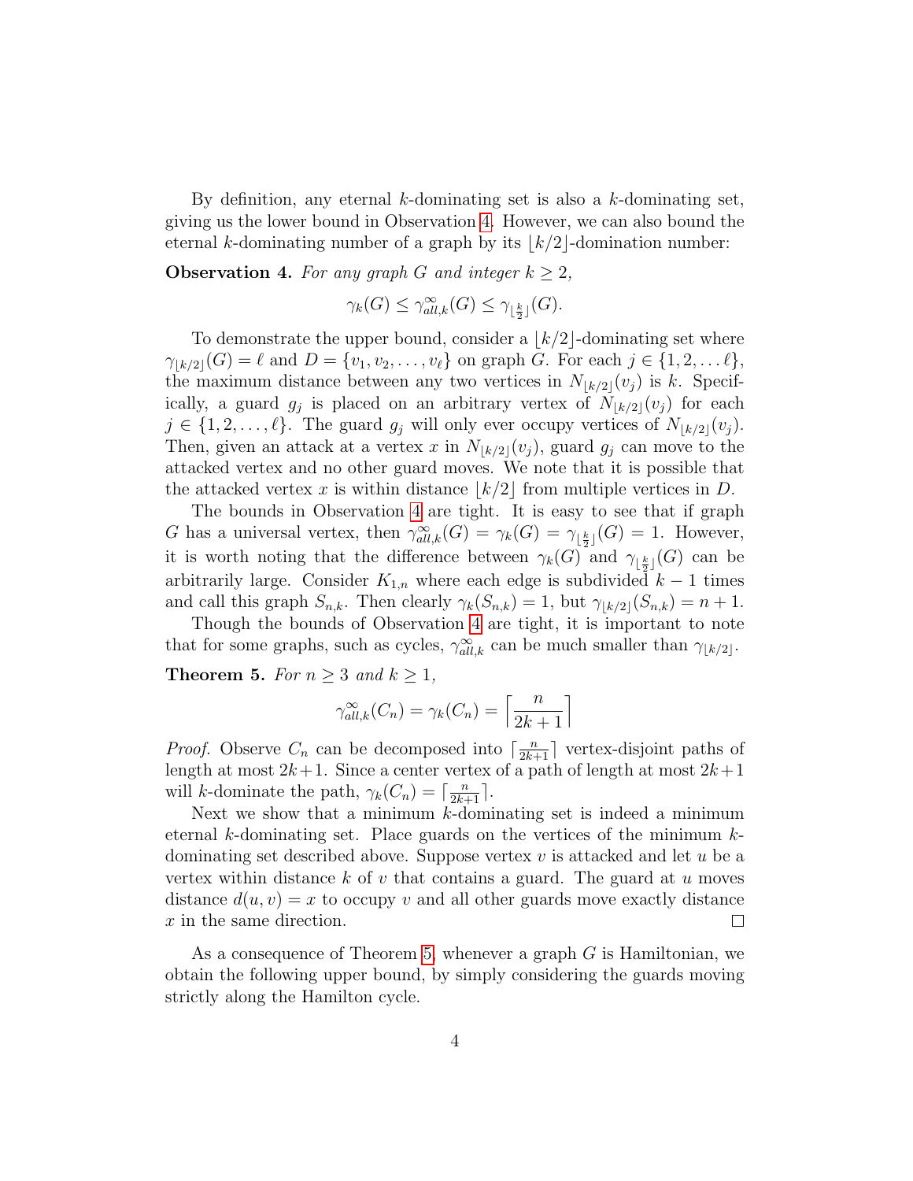By definition, any eternal $k$-dominating set is also a $k$-dominating set, giving us the lower bound in Observation 4. However, we can also bound the eternal $k$-dominating number of a graph by its $\lfloor k/2 \rfloor$-domination number:

**Observation 4.** *For any graph $G$ and integer $k \geq 2$,*

$$\gamma_k(G) \leq \gamma_{all,k}^{\infty}(G) \leq \gamma_{\lfloor \frac{k}{2} \rfloor}(G).$$

To demonstrate the upper bound, consider a $\lfloor k/2 \rfloor$-dominating set where $\gamma_{\lfloor k/2 \rfloor}(G) = \ell$ and $D = \{v_1, v_2, \ldots, v_\ell\}$ on graph $G$. For each $j \in \{1, 2, \ldots \ell\}$, the maximum distance between any two vertices in $N_{\lfloor k/2 \rfloor}(v_j)$ is $k$. Specifically, a guard $g_j$ is placed on an arbitrary vertex of $N_{\lfloor k/2 \rfloor}(v_j)$ for each $j \in \{1, 2, \ldots, \ell\}$. The guard $g_j$ will only ever occupy vertices of $N_{\lfloor k/2 \rfloor}(v_j)$. Then, given an attack at a vertex $x$ in $N_{\lfloor k/2 \rfloor}(v_j)$, guard $g_j$ can move to the attacked vertex and no other guard moves. We note that it is possible that the attacked vertex $x$ is within distance $\lfloor k/2 \rfloor$ from multiple vertices in $D$.

The bounds in Observation 4 are tight. It is easy to see that if graph $G$ has a universal vertex, then $\gamma_{all,k}^{\infty}(G) = \gamma_k(G) = \gamma_{\lfloor \frac{k}{2} \rfloor}(G) = 1$. However, it is worth noting that the difference between $\gamma_k(G)$ and $\gamma_{\lfloor \frac{k}{2} \rfloor}(G)$ can be arbitrarily large. Consider $K_{1,n}$ where each edge is subdivided $k-1$ times and call this graph $S_{n,k}$. Then clearly $\gamma_k(S_{n,k}) = 1$, but $\gamma_{\lfloor k/2 \rfloor}(S_{n,k}) = n + 1$.

Though the bounds of Observation 4 are tight, it is important to note that for some graphs, such as cycles, $\gamma_{all,k}^{\infty}$ can be much smaller than $\gamma_{\lfloor k/2 \rfloor}$.

**Theorem 5.** *For $n \geq 3$ and $k \geq 1$,*

$$\gamma_{all,k}^{\infty}(C_n) = \gamma_k(C_n) = \left\lceil \frac{n}{2k+1} \right\rceil$$

*Proof.* Observe $C_n$ can be decomposed into $\lceil \frac{n}{2k+1} \rceil$ vertex-disjoint paths of length at most $2k+1$. Since a center vertex of a path of length at most $2k+1$ will $k$-dominate the path, $\gamma_k(C_n) = \lceil \frac{n}{2k+1} \rceil$.

Next we show that a minimum $k$-dominating set is indeed a minimum eternal $k$-dominating set. Place guards on the vertices of the minimum $k$-dominating set described above. Suppose vertex $v$ is attacked and let $u$ be a vertex within distance $k$ of $v$ that contains a guard. The guard at $u$ moves distance $d(u, v) = x$ to occupy $v$ and all other guards move exactly distance $x$ in the same direction. $\square$

As a consequence of Theorem 5, whenever a graph $G$ is Hamiltonian, we obtain the following upper bound, by simply considering the guards moving strictly along the Hamilton cycle.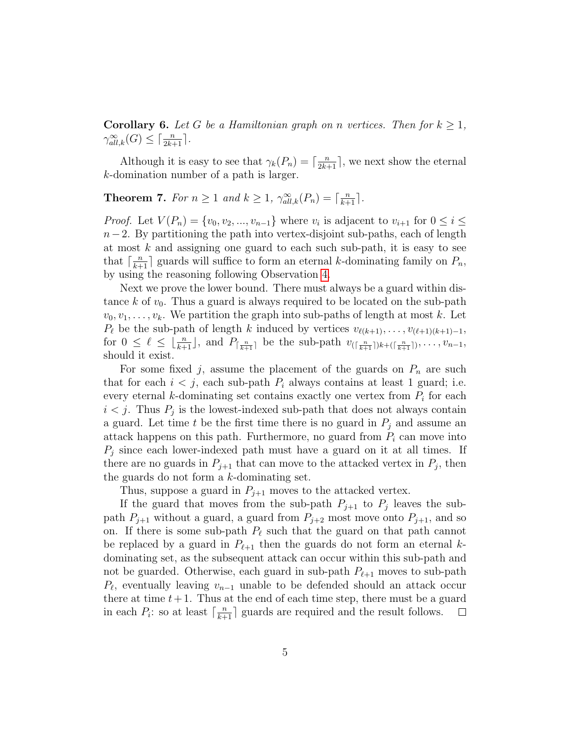**Corollary 6.** *Let $G$ be a Hamiltonian graph on $n$ vertices. Then for $k \geq 1$, $\gamma^{\infty}_{all,k}(G) \leq \lceil \frac{n}{2k+1} \rceil$.*

Although it is easy to see that $\gamma_k(P_n) = \lceil \frac{n}{2k+1} \rceil$, we next show the eternal $k$-domination number of a path is larger.

**Theorem 7.** *For $n \geq 1$ and $k \geq 1$, $\gamma^{\infty}_{all,k}(P_n) = \lceil \frac{n}{k+1} \rceil$.*

*Proof.* Let $V(P_n) = \{v_0, v_2, ..., v_{n-1}\}$ where $v_i$ is adjacent to $v_{i+1}$ for $0 \leq i \leq n-2$. By partitioning the path into vertex-disjoint sub-paths, each of length at most $k$ and assigning one guard to each such sub-path, it is easy to see that $\lceil \frac{n}{k+1} \rceil$ guards will suffice to form an eternal $k$-dominating family on $P_n$, by using the reasoning following Observation 4.

Next we prove the lower bound. There must always be a guard within distance $k$ of $v_0$. Thus a guard is always required to be located on the sub-path $v_0, v_1, \ldots, v_k$. We partition the graph into sub-paths of length at most $k$. Let $P_\ell$ be the sub-path of length $k$ induced by vertices $v_{\ell(k+1)}, \ldots, v_{(\ell+1)(k+1)-1}$, for $0 \leq \ell \leq \lfloor \frac{n}{k+1} \rfloor$, and $P_{\lceil \frac{n}{k+1} \rceil}$ be the sub-path $v_{(\lceil \frac{n}{k+1} \rceil)k + (\lceil \frac{n}{k+1} \rceil)}, \ldots, v_{n-1}$, should it exist.

For some fixed $j$, assume the placement of the guards on $P_n$ are such that for each $i < j$, each sub-path $P_i$ always contains at least 1 guard; i.e. every eternal $k$-dominating set contains exactly one vertex from $P_i$ for each $i < j$. Thus $P_j$ is the lowest-indexed sub-path that does not always contain a guard. Let time $t$ be the first time there is no guard in $P_j$ and assume an attack happens on this path. Furthermore, no guard from $P_i$ can move into $P_j$ since each lower-indexed path must have a guard on it at all times. If there are no guards in $P_{j+1}$ that can move to the attacked vertex in $P_j$, then the guards do not form a $k$-dominating set.

Thus, suppose a guard in $P_{j+1}$ moves to the attacked vertex.

If the guard that moves from the sub-path $P_{j+1}$ to $P_j$ leaves the sub-path $P_{j+1}$ without a guard, a guard from $P_{j+2}$ most move onto $P_{j+1}$, and so on. If there is some sub-path $P_\ell$ such that the guard on that path cannot be replaced by a guard in $P_{\ell+1}$ then the guards do not form an eternal $k$-dominating set, as the subsequent attack can occur within this sub-path and not be guarded. Otherwise, each guard in sub-path $P_{\ell+1}$ moves to sub-path $P_\ell$, eventually leaving $v_{n-1}$ unable to be defended should an attack occur there at time $t+1$. Thus at the end of each time step, there must be a guard in each $P_i$: so at least $\lceil \frac{n}{k+1} \rceil$ guards are required and the result follows. $\square$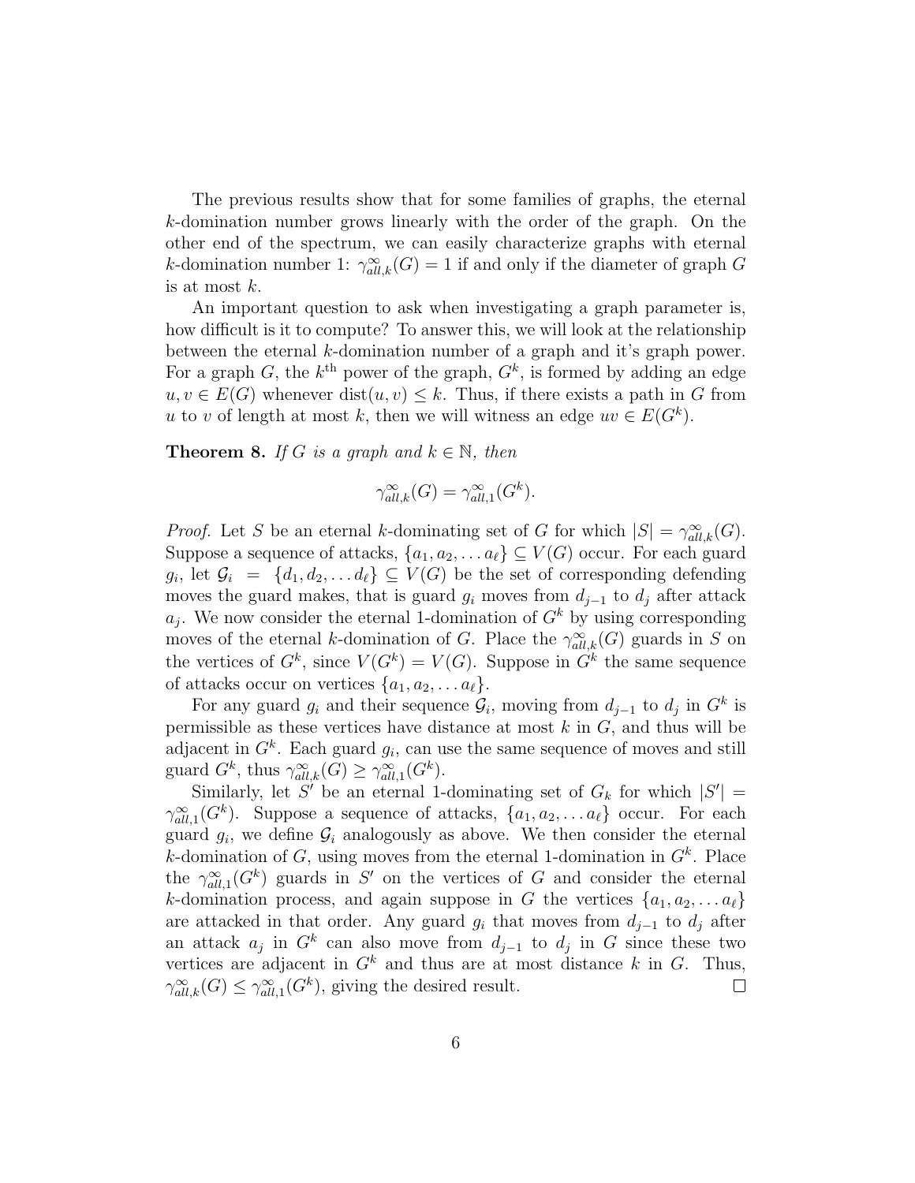The previous results show that for some families of graphs, the eternal $k$-domination number grows linearly with the order of the graph. On the other end of the spectrum, we can easily characterize graphs with eternal $k$-domination number 1: $\gamma^{\infty}_{all,k}(G) = 1$ if and only if the diameter of graph $G$ is at most $k$.

An important question to ask when investigating a graph parameter is, how difficult is it to compute? To answer this, we will look at the relationship between the eternal $k$-domination number of a graph and it's graph power. For a graph $G$, the $k^{\text{th}}$ power of the graph, $G^k$, is formed by adding an edge $u, v \in E(G)$ whenever $\text{dist}(u, v) \leq k$. Thus, if there exists a path in $G$ from $u$ to $v$ of length at most $k$, then we will witness an edge $uv \in E(G^k)$.

**Theorem 8.** *If $G$ is a graph and $k \in \mathbb{N}$, then*

$$\gamma^{\infty}_{all,k}(G) = \gamma^{\infty}_{all,1}(G^k).$$

*Proof.* Let $S$ be an eternal $k$-dominating set of $G$ for which $|S| = \gamma^{\infty}_{all,k}(G)$. Suppose a sequence of attacks, $\{a_1, a_2, \dots a_\ell\} \subseteq V(G)$ occur. For each guard $g_i$, let $\mathcal{G}_i = \{d_1, d_2, \dots d_\ell\} \subseteq V(G)$ be the set of corresponding defending moves the guard makes, that is guard $g_i$ moves from $d_{j-1}$ to $d_j$ after attack $a_j$. We now consider the eternal 1-domination of $G^k$ by using corresponding moves of the eternal $k$-domination of $G$. Place the $\gamma^{\infty}_{all,k}(G)$ guards in $S$ on the vertices of $G^k$, since $V(G^k) = V(G)$. Suppose in $G^k$ the same sequence of attacks occur on vertices $\{a_1, a_2, \dots a_\ell\}$.

For any guard $g_i$ and their sequence $\mathcal{G}_i$, moving from $d_{j-1}$ to $d_j$ in $G^k$ is permissible as these vertices have distance at most $k$ in $G$, and thus will be adjacent in $G^k$. Each guard $g_i$, can use the same sequence of moves and still guard $G^k$, thus $\gamma^{\infty}_{all,k}(G) \geq \gamma^{\infty}_{all,1}(G^k)$.

Similarly, let $S'$ be an eternal 1-dominating set of $G_k$ for which $|S'| = \gamma^{\infty}_{all,1}(G^k)$. Suppose a sequence of attacks, $\{a_1, a_2, \dots a_\ell\}$ occur. For each guard $g_i$, we define $\mathcal{G}_i$ analogously as above. We then consider the eternal $k$-domination of $G$, using moves from the eternal 1-domination in $G^k$. Place the $\gamma^{\infty}_{all,1}(G^k)$ guards in $S'$ on the vertices of $G$ and consider the eternal $k$-domination process, and again suppose in $G$ the vertices $\{a_1, a_2, \dots a_\ell\}$ are attacked in that order. Any guard $g_i$ that moves from $d_{j-1}$ to $d_j$ after an attack $a_j$ in $G^k$ can also move from $d_{j-1}$ to $d_j$ in $G$ since these two vertices are adjacent in $G^k$ and thus are at most distance $k$ in $G$. Thus, $\gamma^{\infty}_{all,k}(G) \leq \gamma^{\infty}_{all,1}(G^k)$, giving the desired result. $\square$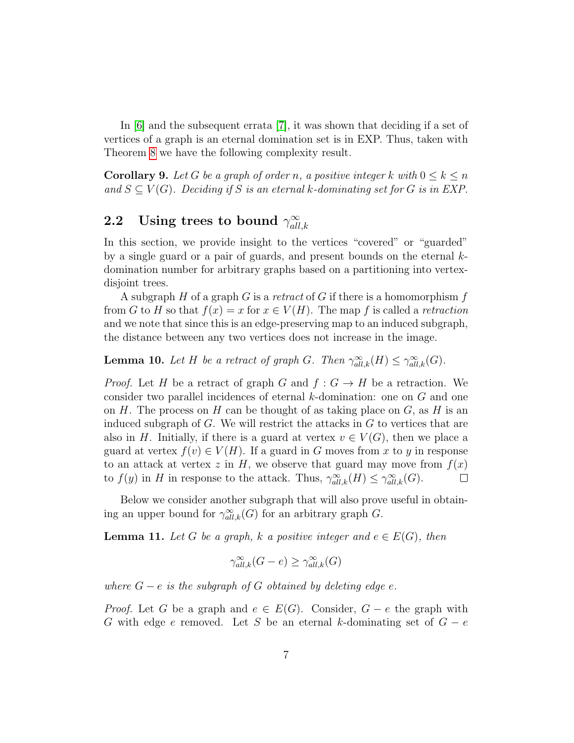In [6] and the subsequent errata [7], it was shown that deciding if a set of vertices of a graph is an eternal domination set is in EXP. Thus, taken with Theorem 8 we have the following complexity result.

**Corollary 9.** *Let $G$ be a graph of order $n$, a positive integer $k$ with $0 \leq k \leq n$ and $S \subseteq V(G)$. Deciding if $S$ is an eternal $k$-dominating set for $G$ is in EXP.*

## 2.2 Using trees to bound $\gamma^{\infty}_{all,k}$

In this section, we provide insight to the vertices "covered" or "guarded" by a single guard or a pair of guards, and present bounds on the eternal $k$-domination number for arbitrary graphs based on a partitioning into vertex-disjoint trees.

A subgraph $H$ of a graph $G$ is a *retract* of $G$ if there is a homomorphism $f$ from $G$ to $H$ so that $f(x) = x$ for $x \in V(H)$. The map $f$ is called a *retraction* and we note that since this is an edge-preserving map to an induced subgraph, the distance between any two vertices does not increase in the image.

**Lemma 10.** *Let $H$ be a retract of graph $G$. Then $\gamma^{\infty}_{all,k}(H) \leq \gamma^{\infty}_{all,k}(G)$.*

*Proof.* Let $H$ be a retract of graph $G$ and $f : G \to H$ be a retraction. We consider two parallel incidences of eternal $k$-domination: one on $G$ and one on $H$. The process on $H$ can be thought of as taking place on $G$, as $H$ is an induced subgraph of $G$. We will restrict the attacks in $G$ to vertices that are also in $H$. Initially, if there is a guard at vertex $v \in V(G)$, then we place a guard at vertex $f(v) \in V(H)$. If a guard in $G$ moves from $x$ to $y$ in response to an attack at vertex $z$ in $H$, we observe that guard may move from $f(x)$ to $f(y)$ in $H$ in response to the attack. Thus, $\gamma^{\infty}_{all,k}(H) \leq \gamma^{\infty}_{all,k}(G)$. □

Below we consider another subgraph that will also prove useful in obtaining an upper bound for $\gamma^{\infty}_{all,k}(G)$ for an arbitrary graph $G$.

**Lemma 11.** *Let $G$ be a graph, $k$ a positive integer and $e \in E(G)$, then*

$$\gamma^{\infty}_{all,k}(G - e) \geq \gamma^{\infty}_{all,k}(G)$$

*where $G - e$ is the subgraph of $G$ obtained by deleting edge $e$.*

*Proof.* Let $G$ be a graph and $e \in E(G)$. Consider, $G - e$ the graph with $G$ with edge $e$ removed. Let $S$ be an eternal $k$-dominating set of $G - e$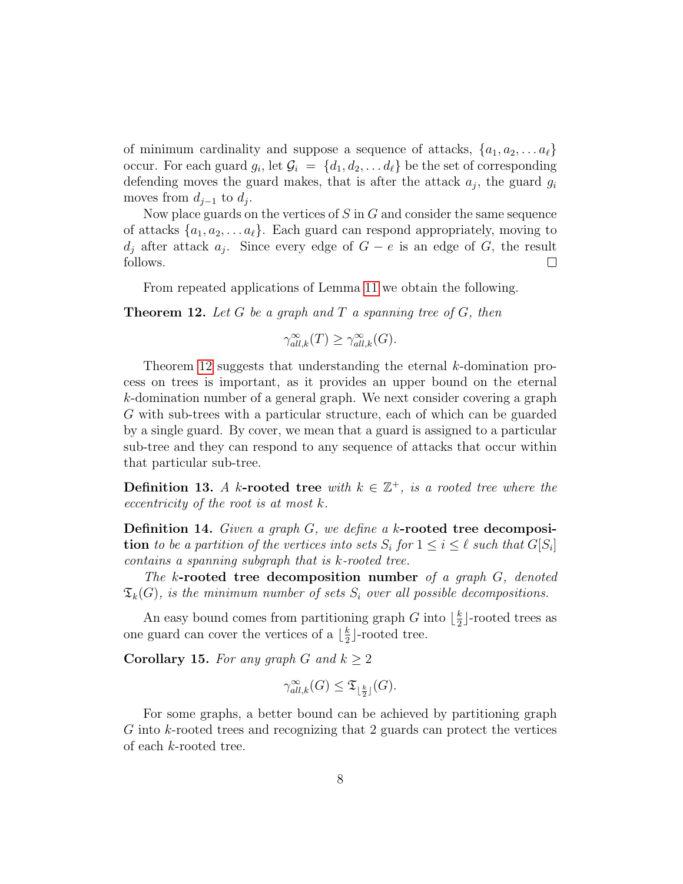of minimum cardinality and suppose a sequence of attacks, $\{a_1, a_2, \ldots a_\ell\}$ occur. For each guard $g_i$, let $\mathcal{G}_i = \{d_1, d_2, \ldots d_\ell\}$ be the set of corresponding defending moves the guard makes, that is after the attack $a_j$, the guard $g_i$ moves from $d_{j-1}$ to $d_j$.

Now place guards on the vertices of $S$ in $G$ and consider the same sequence of attacks $\{a_1, a_2, \ldots a_\ell\}$. Each guard can respond appropriately, moving to $d_j$ after attack $a_j$. Since every edge of $G - e$ is an edge of $G$, the result follows. □

From repeated applications of Lemma 11 we obtain the following.

**Theorem 12.** *Let $G$ be a graph and $T$ a spanning tree of $G$, then*

$$\gamma^{\infty}_{all,k}(T) \geq \gamma^{\infty}_{all,k}(G).$$

Theorem 12 suggests that understanding the eternal $k$-domination process on trees is important, as it provides an upper bound on the eternal $k$-domination number of a general graph. We next consider covering a graph $G$ with sub-trees with a particular structure, each of which can be guarded by a single guard. By cover, we mean that a guard is assigned to a particular sub-tree and they can respond to any sequence of attacks that occur within that particular sub-tree.

**Definition 13.** *A* $k$**-rooted tree** *with $k \in \mathbb{Z}^+$, is a rooted tree where the eccentricity of the root is at most $k$.*

**Definition 14.** *Given a graph $G$, we define a* $k$**-rooted tree decomposition** *to be a partition of the vertices into sets $S_i$ for $1 \leq i \leq \ell$ such that $G[S_i]$ contains a spanning subgraph that is $k$-rooted tree.*

*The* $k$**-rooted tree decomposition number** *of a graph $G$, denoted $\mathfrak{T}_k(G)$, is the minimum number of sets $S_i$ over all possible decompositions.*

An easy bound comes from partitioning graph $G$ into $\lfloor \frac{k}{2} \rfloor$-rooted trees as one guard can cover the vertices of a $\lfloor \frac{k}{2} \rfloor$-rooted tree.

**Corollary 15.** *For any graph $G$ and $k \geq 2$*

$$\gamma^{\infty}_{all,k}(G) \leq \mathfrak{T}_{\lfloor \frac{k}{2} \rfloor}(G).$$

For some graphs, a better bound can be achieved by partitioning graph $G$ into $k$-rooted trees and recognizing that 2 guards can protect the vertices of each $k$-rooted tree.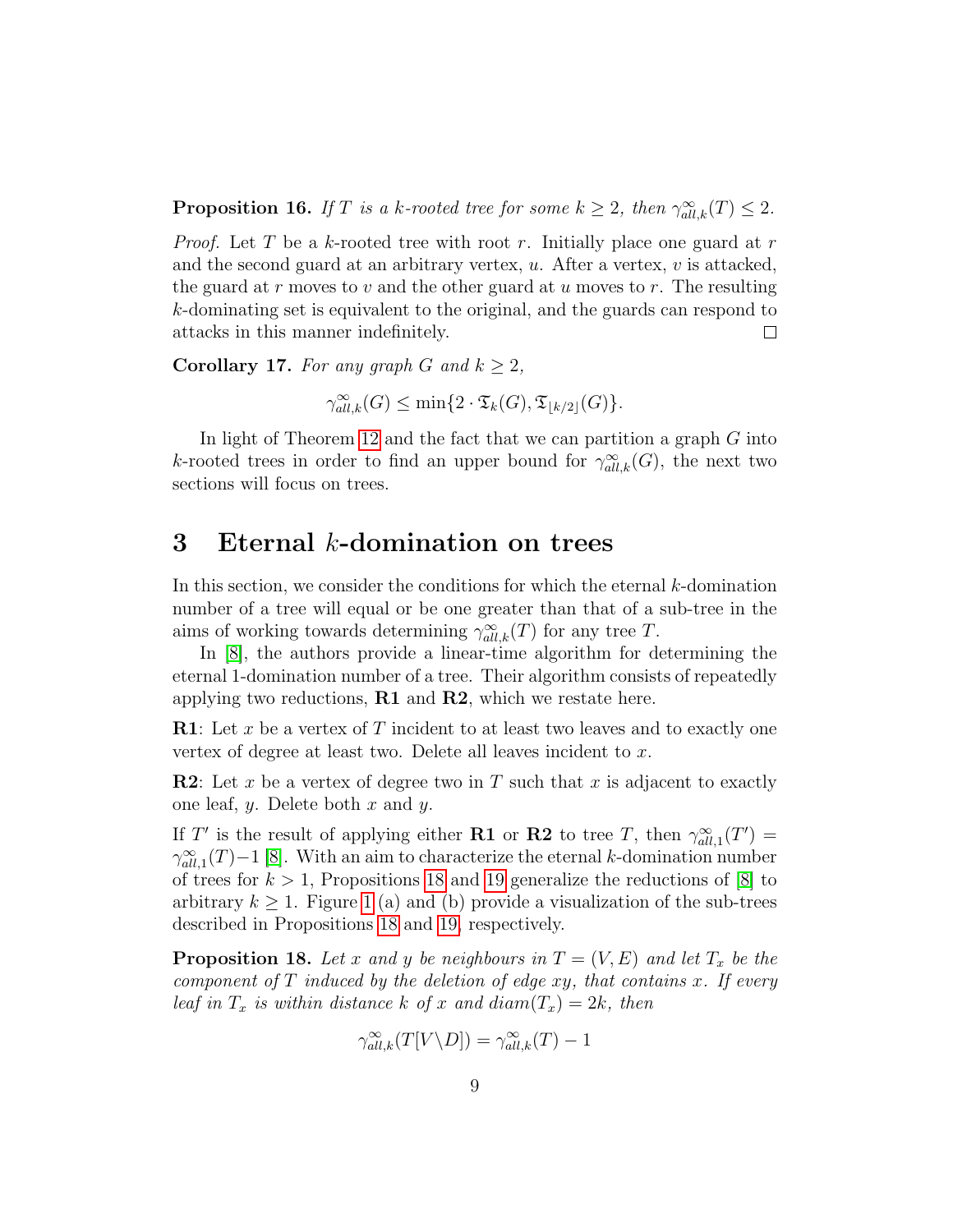**Proposition 16.** *If $T$ is a $k$-rooted tree for some $k \geq 2$, then $\gamma^{\infty}_{all,k}(T) \leq 2$.*

*Proof.* Let $T$ be a $k$-rooted tree with root $r$. Initially place one guard at $r$ and the second guard at an arbitrary vertex, $u$. After a vertex, $v$ is attacked, the guard at $r$ moves to $v$ and the other guard at $u$ moves to $r$. The resulting $k$-dominating set is equivalent to the original, and the guards can respond to attacks in this manner indefinitely. □

**Corollary 17.** *For any graph $G$ and $k \geq 2$,*

$$\gamma^{\infty}_{all,k}(G) \leq \min\{2 \cdot \mathfrak{T}_k(G), \mathfrak{T}_{\lfloor k/2 \rfloor}(G)\}.$$

In light of Theorem 12 and the fact that we can partition a graph $G$ into $k$-rooted trees in order to find an upper bound for $\gamma^{\infty}_{all,k}(G)$, the next two sections will focus on trees.

## 3 Eternal $k$-domination on trees

In this section, we consider the conditions for which the eternal $k$-domination number of a tree will equal or be one greater than that of a sub-tree in the aims of working towards determining $\gamma^{\infty}_{all,k}(T)$ for any tree $T$.

In [8], the authors provide a linear-time algorithm for determining the eternal 1-domination number of a tree. Their algorithm consists of repeatedly applying two reductions, **R1** and **R2**, which we restate here.

**R1**: Let $x$ be a vertex of $T$ incident to at least two leaves and to exactly one vertex of degree at least two. Delete all leaves incident to $x$.

**R2**: Let $x$ be a vertex of degree two in $T$ such that $x$ is adjacent to exactly one leaf, $y$. Delete both $x$ and $y$.

If $T'$ is the result of applying either **R1** or **R2** to tree $T$, then $\gamma^{\infty}_{all,1}(T') = \gamma^{\infty}_{all,1}(T) - 1$ [8]. With an aim to characterize the eternal $k$-domination number of trees for $k > 1$, Propositions 18 and 19 generalize the reductions of [8] to arbitrary $k \geq 1$. Figure 1 (a) and (b) provide a visualization of the sub-trees described in Propositions 18 and 19, respectively.

**Proposition 18.** *Let $x$ and $y$ be neighbours in $T = (V, E)$ and let $T_x$ be the component of $T$ induced by the deletion of edge $xy$, that contains $x$. If every leaf in $T_x$ is within distance $k$ of $x$ and $diam(T_x) = 2k$, then*

$$\gamma^{\infty}_{all,k}(T[V \backslash D]) = \gamma^{\infty}_{all,k}(T) - 1$$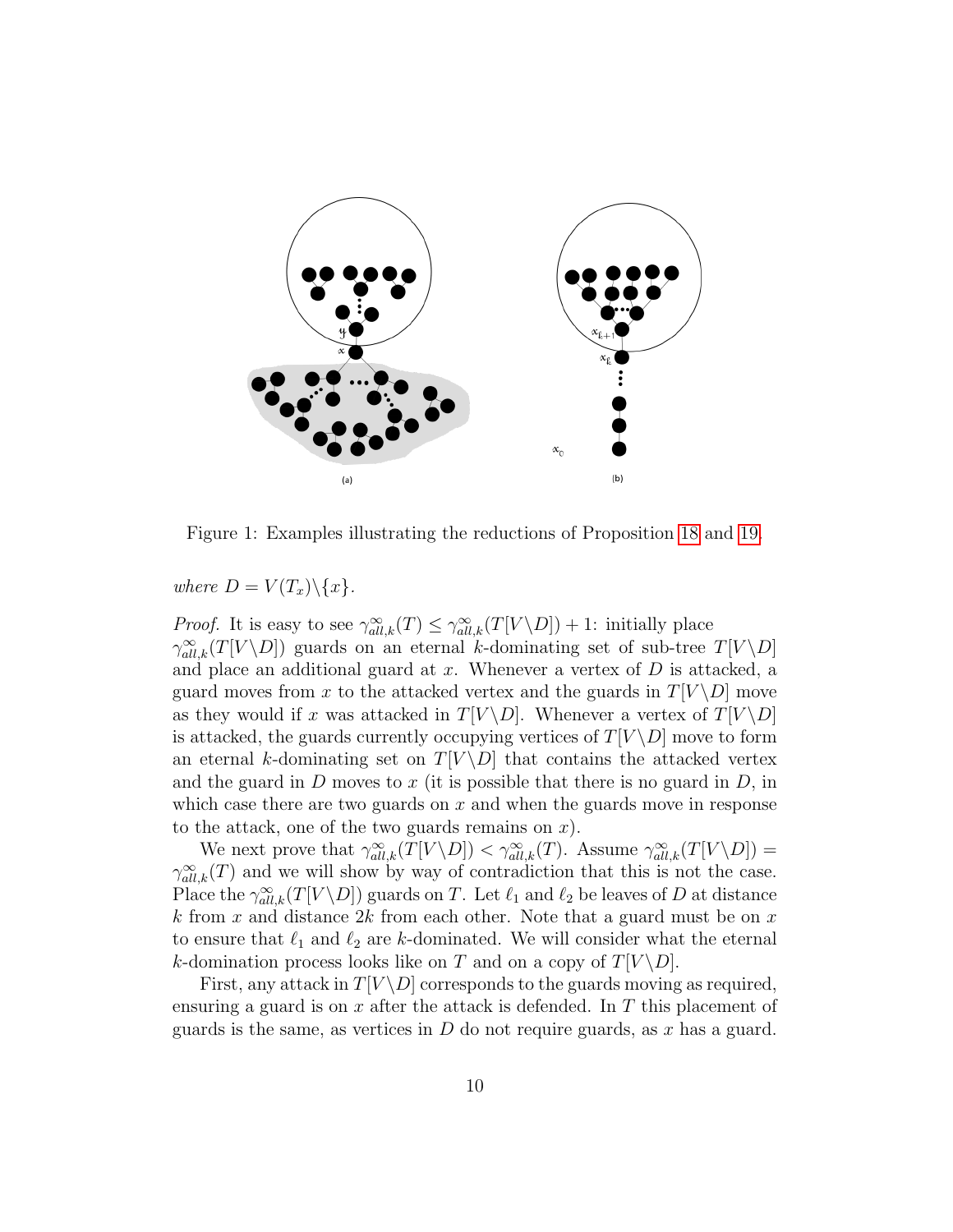Figure 1: Examples illustrating the reductions of Proposition 18 and 19.

*where* $D = V(T_x)\backslash\{x\}$.

*Proof.* It is easy to see $\gamma^{\infty}_{all,k}(T) \leq \gamma^{\infty}_{all,k}(T[V\backslash D]) + 1$: initially place $\gamma^{\infty}_{all,k}(T[V\backslash D])$ guards on an eternal $k$-dominating set of sub-tree $T[V\backslash D]$ and place an additional guard at $x$. Whenever a vertex of $D$ is attacked, a guard moves from $x$ to the attacked vertex and the guards in $T[V\backslash D]$ move as they would if $x$ was attacked in $T[V\backslash D]$. Whenever a vertex of $T[V\backslash D]$ is attacked, the guards currently occupying vertices of $T[V\backslash D]$ move to form an eternal $k$-dominating set on $T[V\backslash D]$ that contains the attacked vertex and the guard in $D$ moves to $x$ (it is possible that there is no guard in $D$, in which case there are two guards on $x$ and when the guards move in response to the attack, one of the two guards remains on $x$).

We next prove that $\gamma^{\infty}_{all,k}(T[V\backslash D]) < \gamma^{\infty}_{all,k}(T)$. Assume $\gamma^{\infty}_{all,k}(T[V\backslash D]) = \gamma^{\infty}_{all,k}(T)$ and we will show by way of contradiction that this is not the case. Place the $\gamma^{\infty}_{all,k}(T[V\backslash D])$ guards on $T$. Let $\ell_1$ and $\ell_2$ be leaves of $D$ at distance $k$ from $x$ and distance $2k$ from each other. Note that a guard must be on $x$ to ensure that $\ell_1$ and $\ell_2$ are $k$-dominated. We will consider what the eternal $k$-domination process looks like on $T$ and on a copy of $T[V\backslash D]$.

First, any attack in $T[V\backslash D]$ corresponds to the guards moving as required, ensuring a guard is on $x$ after the attack is defended. In $T$ this placement of guards is the same, as vertices in $D$ do not require guards, as $x$ has a guard.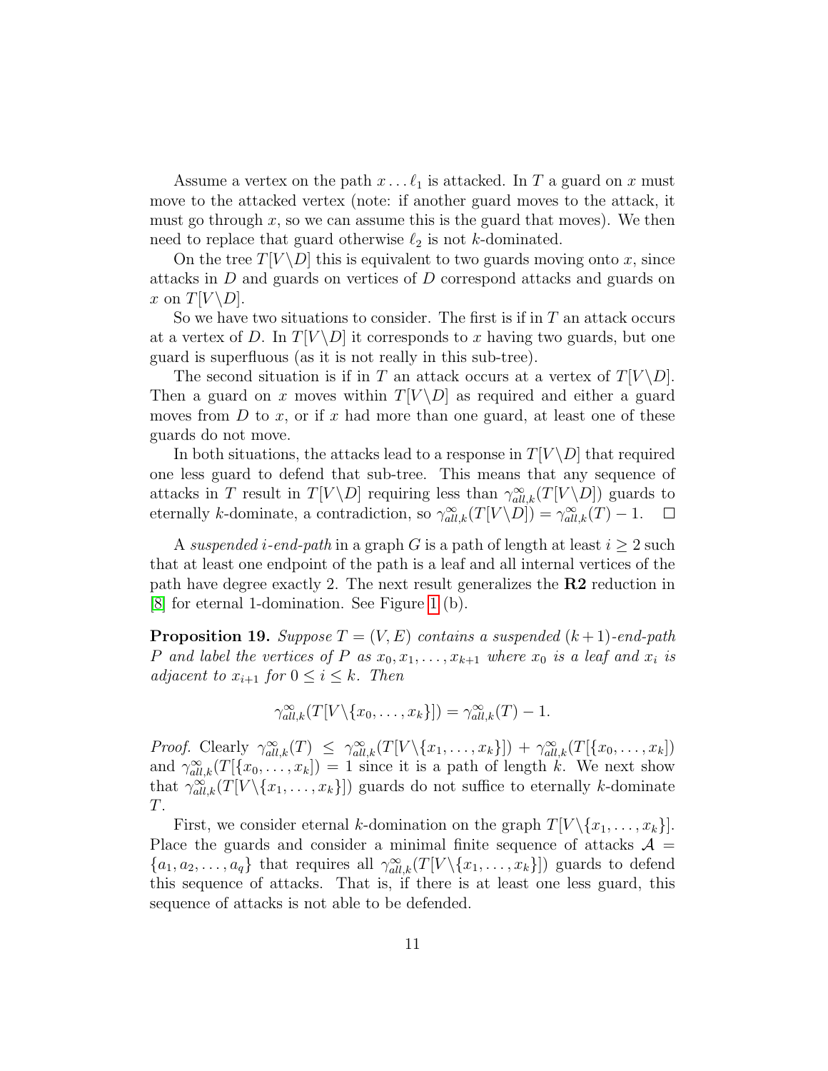Assume a vertex on the path $x \ldots \ell_1$ is attacked. In $T$ a guard on $x$ must move to the attacked vertex (note: if another guard moves to the attack, it must go through $x$, so we can assume this is the guard that moves). We then need to replace that guard otherwise $\ell_2$ is not $k$-dominated.

On the tree $T[V \backslash D]$ this is equivalent to two guards moving onto $x$, since attacks in $D$ and guards on vertices of $D$ correspond attacks and guards on $x$ on $T[V \backslash D]$.

So we have two situations to consider. The first is if in $T$ an attack occurs at a vertex of $D$. In $T[V \backslash D]$ it corresponds to $x$ having two guards, but one guard is superfluous (as it is not really in this sub-tree).

The second situation is if in $T$ an attack occurs at a vertex of $T[V \backslash D]$. Then a guard on $x$ moves within $T[V \backslash D]$ as required and either a guard moves from $D$ to $x$, or if $x$ had more than one guard, at least one of these guards do not move.

In both situations, the attacks lead to a response in $T[V \backslash D]$ that required one less guard to defend that sub-tree. This means that any sequence of attacks in $T$ result in $T[V \backslash D]$ requiring less than $\gamma^{\infty}_{all,k}(T[V \backslash D])$ guards to eternally $k$-dominate, a contradiction, so $\gamma^{\infty}_{all,k}(T[V \backslash D]) = \gamma^{\infty}_{all,k}(T) - 1$. □

A *suspended $i$-end-path* in a graph $G$ is a path of length at least $i \geq 2$ such that at least one endpoint of the path is a leaf and all internal vertices of the path have degree exactly 2. The next result generalizes the **R2** reduction in [8] for eternal 1-domination. See Figure 1 (b).

**Proposition 19.** *Suppose $T = (V, E)$ contains a suspended $(k+1)$-end-path $P$ and label the vertices of $P$ as $x_0, x_1, \ldots, x_{k+1}$ where $x_0$ is a leaf and $x_i$ is adjacent to $x_{i+1}$ for $0 \leq i \leq k$. Then*

$$\gamma^{\infty}_{all,k}(T[V \backslash \{x_0, \ldots, x_k\}]) = \gamma^{\infty}_{all,k}(T) - 1.$$

*Proof.* Clearly $\gamma^{\infty}_{all,k}(T) \leq \gamma^{\infty}_{all,k}(T[V \backslash \{x_1, \ldots, x_k\}]) + \gamma^{\infty}_{all,k}(T[\{x_0, \ldots, x_k])$ and $\gamma^{\infty}_{all,k}(T[\{x_0, \ldots, x_k]) = 1$ since it is a path of length $k$. We next show that $\gamma^{\infty}_{all,k}(T[V \backslash \{x_1, \ldots, x_k\}])$ guards do not suffice to eternally $k$-dominate $T$.

First, we consider eternal $k$-domination on the graph $T[V \backslash \{x_1, \ldots, x_k\}]$. Place the guards and consider a minimal finite sequence of attacks $\mathcal{A} = \{a_1, a_2, \ldots, a_q\}$ that requires all $\gamma^{\infty}_{all,k}(T[V \backslash \{x_1, \ldots, x_k\}])$ guards to defend this sequence of attacks. That is, if there is at least one less guard, this sequence of attacks is not able to be defended.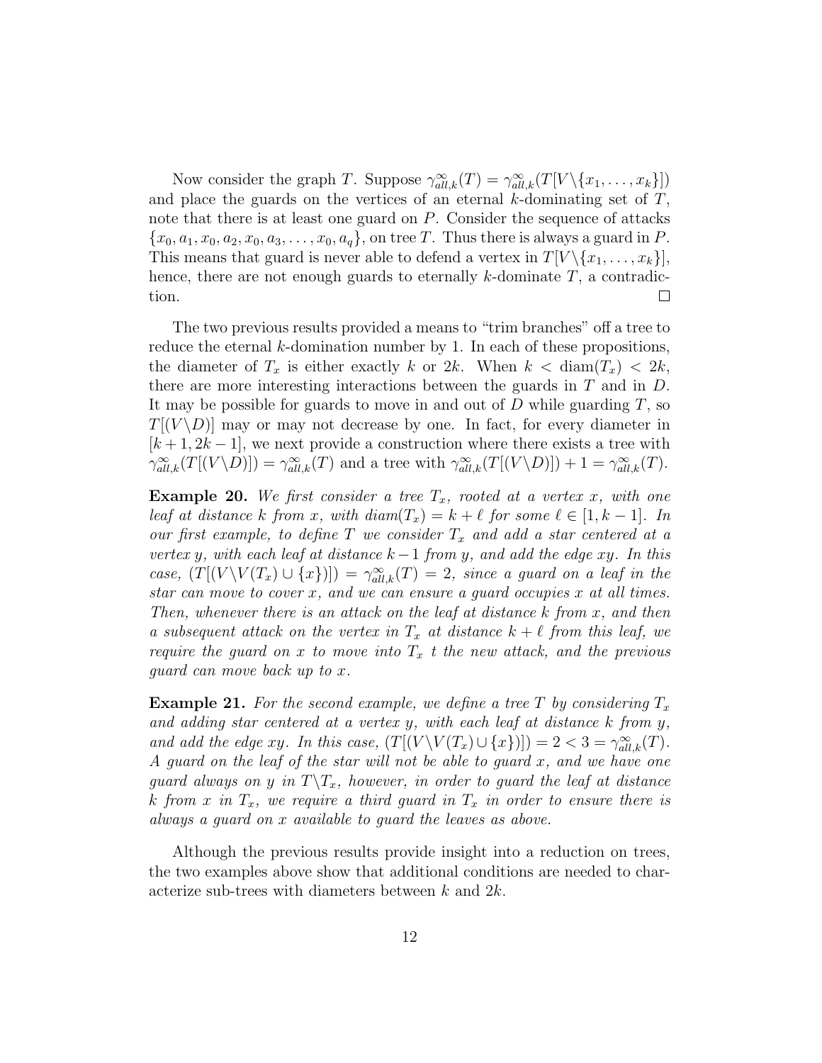Now consider the graph $T$. Suppose $\gamma^{\infty}_{all,k}(T) = \gamma^{\infty}_{all,k}(T[V\backslash\{x_1,\ldots,x_k\}])$ and place the guards on the vertices of an eternal $k$-dominating set of $T$, note that there is at least one guard on $P$. Consider the sequence of attacks $\{x_0, a_1, x_0, a_2, x_0, a_3, \ldots, x_0, a_q\}$, on tree $T$. Thus there is always a guard in $P$. This means that guard is never able to defend a vertex in $T[V\backslash\{x_1,\ldots,x_k\}]$, hence, there are not enough guards to eternally $k$-dominate $T$, a contradiction. □

The two previous results provided a means to "trim branches" off a tree to reduce the eternal $k$-domination number by 1. In each of these propositions, the diameter of $T_x$ is either exactly $k$ or $2k$. When $k < \text{diam}(T_x) < 2k$, there are more interesting interactions between the guards in $T$ and in $D$. It may be possible for guards to move in and out of $D$ while guarding $T$, so $T[(V\backslash D)]$ may or may not decrease by one. In fact, for every diameter in $[k+1, 2k-1]$, we next provide a construction where there exists a tree with $\gamma^{\infty}_{all,k}(T[(V\backslash D)]) = \gamma^{\infty}_{all,k}(T)$ and a tree with $\gamma^{\infty}_{all,k}(T[(V\backslash D)]) + 1 = \gamma^{\infty}_{all,k}(T)$.

**Example 20.** *We first consider a tree $T_x$, rooted at a vertex $x$, with one leaf at distance $k$ from $x$, with $diam(T_x) = k + \ell$ for some $\ell \in [1, k-1]$. In our first example, to define $T$ we consider $T_x$ and add a star centered at a vertex $y$, with each leaf at distance $k-1$ from $y$, and add the edge $xy$. In this case, $(T[(V\backslash V(T_x) \cup \{x\})]) = \gamma^{\infty}_{all,k}(T) = 2$, since a guard on a leaf in the star can move to cover $x$, and we can ensure a guard occupies $x$ at all times. Then, whenever there is an attack on the leaf at distance $k$ from $x$, and then a subsequent attack on the vertex in $T_x$ at distance $k+\ell$ from this leaf, we require the guard on $x$ to move into $T_x$ t the new attack, and the previous guard can move back up to $x$.*

**Example 21.** *For the second example, we define a tree $T$ by considering $T_x$ and adding star centered at a vertex $y$, with each leaf at distance $k$ from $y$, and add the edge $xy$. In this case, $(T[(V\backslash V(T_x) \cup \{x\})]) = 2 < 3 = \gamma^{\infty}_{all,k}(T)$. A guard on the leaf of the star will not be able to guard $x$, and we have one guard always on $y$ in $T\backslash T_x$, however, in order to guard the leaf at distance $k$ from $x$ in $T_x$, we require a third guard in $T_x$ in order to ensure there is always a guard on $x$ available to guard the leaves as above.*

Although the previous results provide insight into a reduction on trees, the two examples above show that additional conditions are needed to characterize sub-trees with diameters between $k$ and $2k$.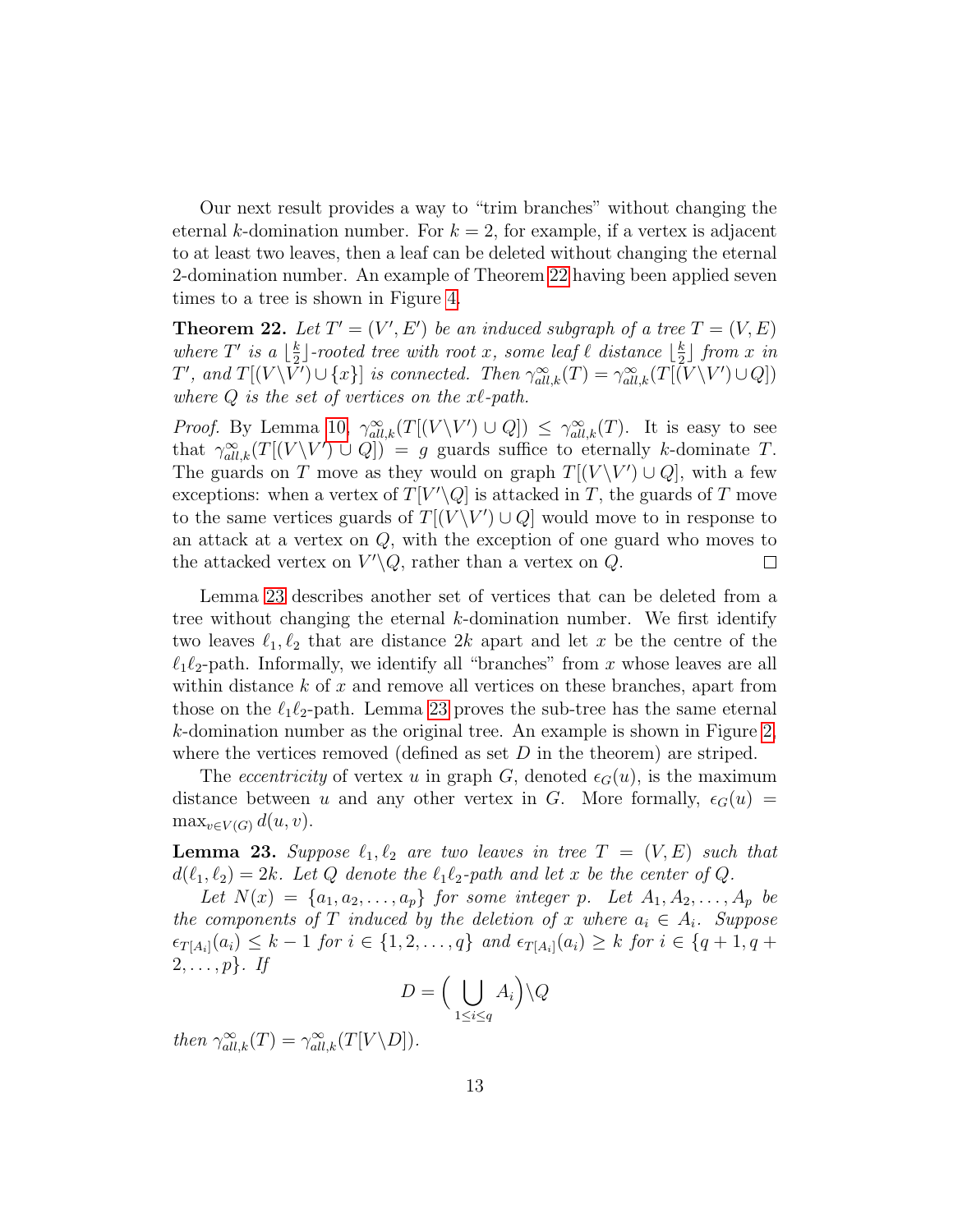Our next result provides a way to "trim branches" without changing the eternal $k$-domination number. For $k = 2$, for example, if a vertex is adjacent to at least two leaves, then a leaf can be deleted without changing the eternal 2-domination number. An example of Theorem 22 having been applied seven times to a tree is shown in Figure 4.

**Theorem 22.** *Let $T' = (V', E')$ be an induced subgraph of a tree $T = (V, E)$ where $T'$ is a $\lfloor \frac{k}{2} \rfloor$-rooted tree with root $x$, some leaf $\ell$ distance $\lfloor \frac{k}{2} \rfloor$ from $x$ in $T'$, and $T[(V \backslash V') \cup \{x\}]$ is connected. Then $\gamma^{\infty}_{all,k}(T) = \gamma^{\infty}_{all,k}(T[(V \backslash V') \cup Q])$ where $Q$ is the set of vertices on the $x\ell$-path.*

*Proof.* By Lemma 10, $\gamma^{\infty}_{all,k}(T[(V \backslash V') \cup Q]) \leq \gamma^{\infty}_{all,k}(T)$. It is easy to see that $\gamma^{\infty}_{all,k}(T[(V \backslash V') \cup Q]) = g$ guards suffice to eternally $k$-dominate $T$. The guards on $T$ move as they would on graph $T[(V \backslash V') \cup Q]$, with a few exceptions: when a vertex of $T[V' \backslash Q]$ is attacked in $T$, the guards of $T$ move to the same vertices guards of $T[(V \backslash V') \cup Q]$ would move to in response to an attack at a vertex on $Q$, with the exception of one guard who moves to the attacked vertex on $V' \backslash Q$, rather than a vertex on $Q$. $\square$

Lemma 23 describes another set of vertices that can be deleted from a tree without changing the eternal $k$-domination number. We first identify two leaves $\ell_1, \ell_2$ that are distance $2k$ apart and let $x$ be the centre of the $\ell_1\ell_2$-path. Informally, we identify all "branches" from $x$ whose leaves are all within distance $k$ of $x$ and remove all vertices on these branches, apart from those on the $\ell_1\ell_2$-path. Lemma 23 proves the sub-tree has the same eternal $k$-domination number as the original tree. An example is shown in Figure 2, where the vertices removed (defined as set $D$ in the theorem) are striped.

The *eccentricity* of vertex $u$ in graph $G$, denoted $\epsilon_G(u)$, is the maximum distance between $u$ and any other vertex in $G$. More formally, $\epsilon_G(u) = \max_{v \in V(G)} d(u, v)$.

**Lemma 23.** *Suppose $\ell_1, \ell_2$ are two leaves in tree $T = (V, E)$ such that $d(\ell_1, \ell_2) = 2k$. Let $Q$ denote the $\ell_1\ell_2$-path and let $x$ be the center of $Q$.*

*Let $N(x) = \{a_1, a_2, \ldots, a_p\}$ for some integer $p$. Let $A_1, A_2, \ldots, A_p$ be the components of $T$ induced by the deletion of $x$ where $a_i \in A_i$. Suppose $\epsilon_{T[A_i]}(a_i) \leq k - 1$ for $i \in \{1, 2, \ldots, q\}$ and $\epsilon_{T[A_i]}(a_i) \geq k$ for $i \in \{q+1, q+2, \ldots, p\}$. If*

$$D = \Big( \bigcup_{1 \leq i \leq q} A_i \Big) \backslash Q$$

*then $\gamma^{\infty}_{all,k}(T) = \gamma^{\infty}_{all,k}(T[V \backslash D])$.*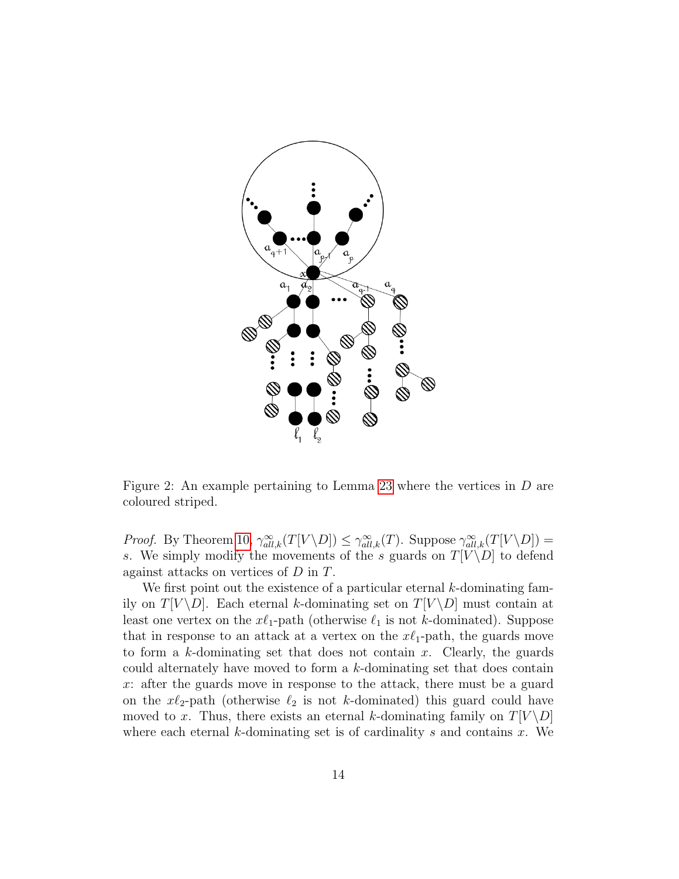Figure 2: An example pertaining to Lemma 23 where the vertices in $D$ are coloured striped.

*Proof.* By Theorem 10, $\gamma^{\infty}_{all,k}(T[V \backslash D]) \leq \gamma^{\infty}_{all,k}(T)$. Suppose $\gamma^{\infty}_{all,k}(T[V \backslash D]) = s$. We simply modify the movements of the $s$ guards on $T[V \backslash D]$ to defend against attacks on vertices of $D$ in $T$.

We first point out the existence of a particular eternal $k$-dominating family on $T[V \backslash D]$. Each eternal $k$-dominating set on $T[V \backslash D]$ must contain at least one vertex on the $x\ell_1$-path (otherwise $\ell_1$ is not $k$-dominated). Suppose that in response to an attack at a vertex on the $x\ell_1$-path, the guards move to form a $k$-dominating set that does not contain $x$. Clearly, the guards could alternately have moved to form a $k$-dominating set that does contain $x$: after the guards move in response to the attack, there must be a guard on the $x\ell_2$-path (otherwise $\ell_2$ is not $k$-dominated) this guard could have moved to $x$. Thus, there exists an eternal $k$-dominating family on $T[V \backslash D]$ where each eternal $k$-dominating set is of cardinality $s$ and contains $x$. We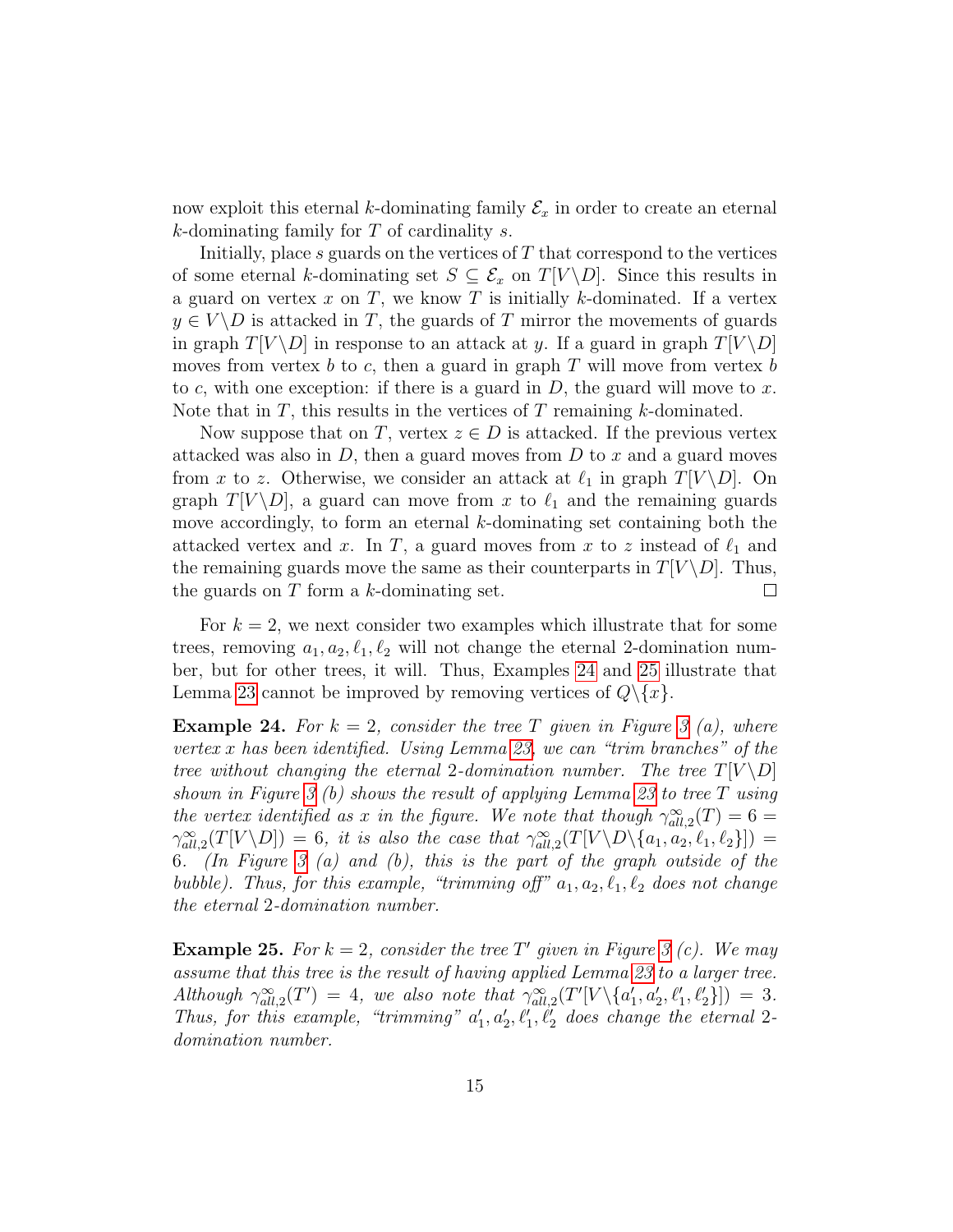now exploit this eternal $k$-dominating family $\mathcal{E}_x$ in order to create an eternal $k$-dominating family for $T$ of cardinality $s$.

Initially, place $s$ guards on the vertices of $T$ that correspond to the vertices of some eternal $k$-dominating set $S \subseteq \mathcal{E}_x$ on $T[V \backslash D]$. Since this results in a guard on vertex $x$ on $T$, we know $T$ is initially $k$-dominated. If a vertex $y \in V \backslash D$ is attacked in $T$, the guards of $T$ mirror the movements of guards in graph $T[V \backslash D]$ in response to an attack at $y$. If a guard in graph $T[V \backslash D]$ moves from vertex $b$ to $c$, then a guard in graph $T$ will move from vertex $b$ to $c$, with one exception: if there is a guard in $D$, the guard will move to $x$. Note that in $T$, this results in the vertices of $T$ remaining $k$-dominated.

Now suppose that on $T$, vertex $z \in D$ is attacked. If the previous vertex attacked was also in $D$, then a guard moves from $D$ to $x$ and a guard moves from $x$ to $z$. Otherwise, we consider an attack at $\ell_1$ in graph $T[V \backslash D]$. On graph $T[V \backslash D]$, a guard can move from $x$ to $\ell_1$ and the remaining guards move accordingly, to form an eternal $k$-dominating set containing both the attacked vertex and $x$. In $T$, a guard moves from $x$ to $z$ instead of $\ell_1$ and the remaining guards move the same as their counterparts in $T[V \backslash D]$. Thus, the guards on $T$ form a $k$-dominating set. $\square$

For $k = 2$, we next consider two examples which illustrate that for some trees, removing $a_1, a_2, \ell_1, \ell_2$ will not change the eternal 2-domination number, but for other trees, it will. Thus, Examples 24 and 25 illustrate that Lemma 23 cannot be improved by removing vertices of $Q \backslash \{x\}$.

**Example 24.** *For $k = 2$, consider the tree $T$ given in Figure 3 (a), where vertex $x$ has been identified. Using Lemma 23, we can "trim branches" of the tree without changing the eternal 2-domination number. The tree $T[V \backslash D]$ shown in Figure 3 (b) shows the result of applying Lemma 23 to tree $T$ using the vertex identified as $x$ in the figure. We note that though $\gamma^{\infty}_{all,2}(T) = 6 = \gamma^{\infty}_{all,2}(T[V \backslash D]) = 6$, it is also the case that $\gamma^{\infty}_{all,2}(T[V \backslash D \backslash \{a_1, a_2, \ell_1, \ell_2\}]) = 6$. (In Figure 3 (a) and (b), this is the part of the graph outside of the bubble). Thus, for this example, "trimming off" $a_1, a_2, \ell_1, \ell_2$ does not change the eternal 2-domination number.*

**Example 25.** *For $k = 2$, consider the tree $T'$ given in Figure 3 (c). We may assume that this tree is the result of having applied Lemma 23 to a larger tree. Although $\gamma^{\infty}_{all,2}(T') = 4$, we also note that $\gamma^{\infty}_{all,2}(T'[V \backslash \{a'_1, a'_2, \ell'_1, \ell'_2\}]) = 3$. Thus, for this example, "trimming" $a'_1, a'_2, \ell'_1, \ell'_2$ does change the eternal 2-domination number.*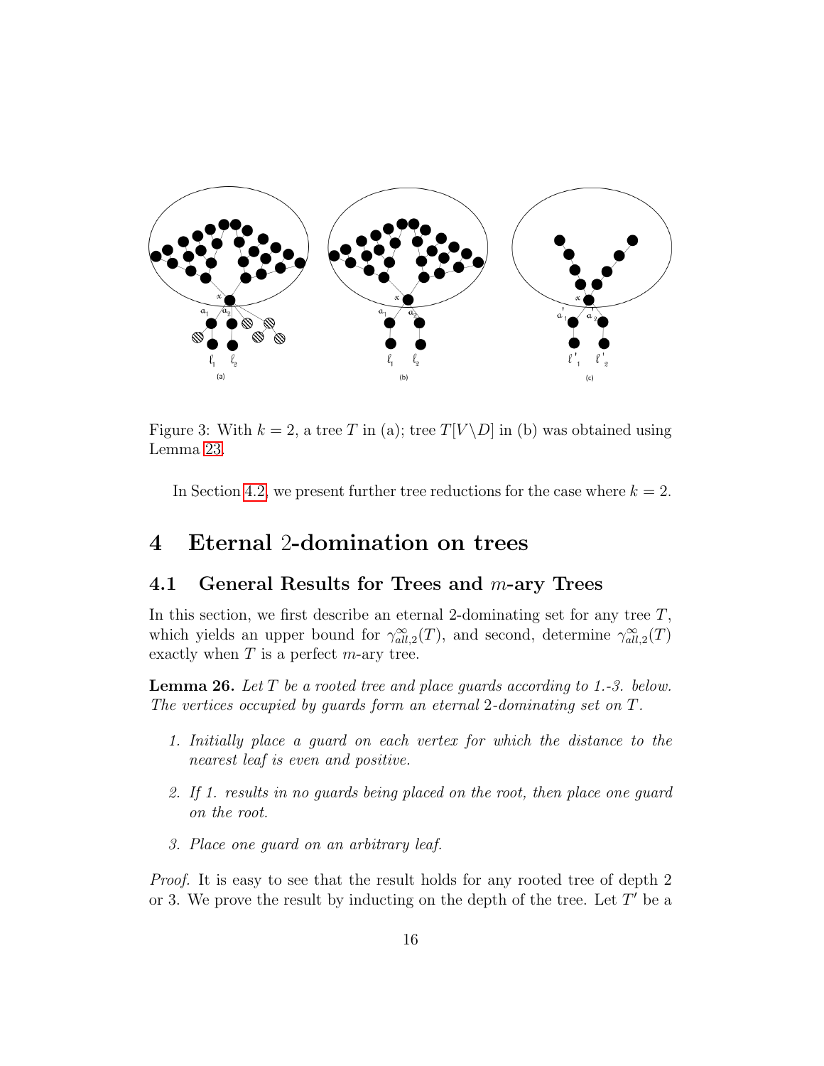Figure 3: With $k = 2$, a tree $T$ in (a); tree $T[V \backslash D]$ in (b) was obtained using Lemma 23.

In Section 4.2, we present further tree reductions for the case where $k = 2$.

# 4 Eternal 2-domination on trees

## 4.1 General Results for Trees and $m$-ary Trees

In this section, we first describe an eternal 2-dominating set for any tree $T$, which yields an upper bound for $\gamma^{\infty}_{all,2}(T)$, and second, determine $\gamma^{\infty}_{all,2}(T)$ exactly when $T$ is a perfect $m$-ary tree.

**Lemma 26.** *Let $T$ be a rooted tree and place guards according to 1.-3. below. The vertices occupied by guards form an eternal 2-dominating set on $T$.*

1. *Initially place a guard on each vertex for which the distance to the nearest leaf is even and positive.*
2. *If 1. results in no guards being placed on the root, then place one guard on the root.*
3. *Place one guard on an arbitrary leaf.*

*Proof.* It is easy to see that the result holds for any rooted tree of depth 2 or 3. We prove the result by inducting on the depth of the tree. Let $T'$ be a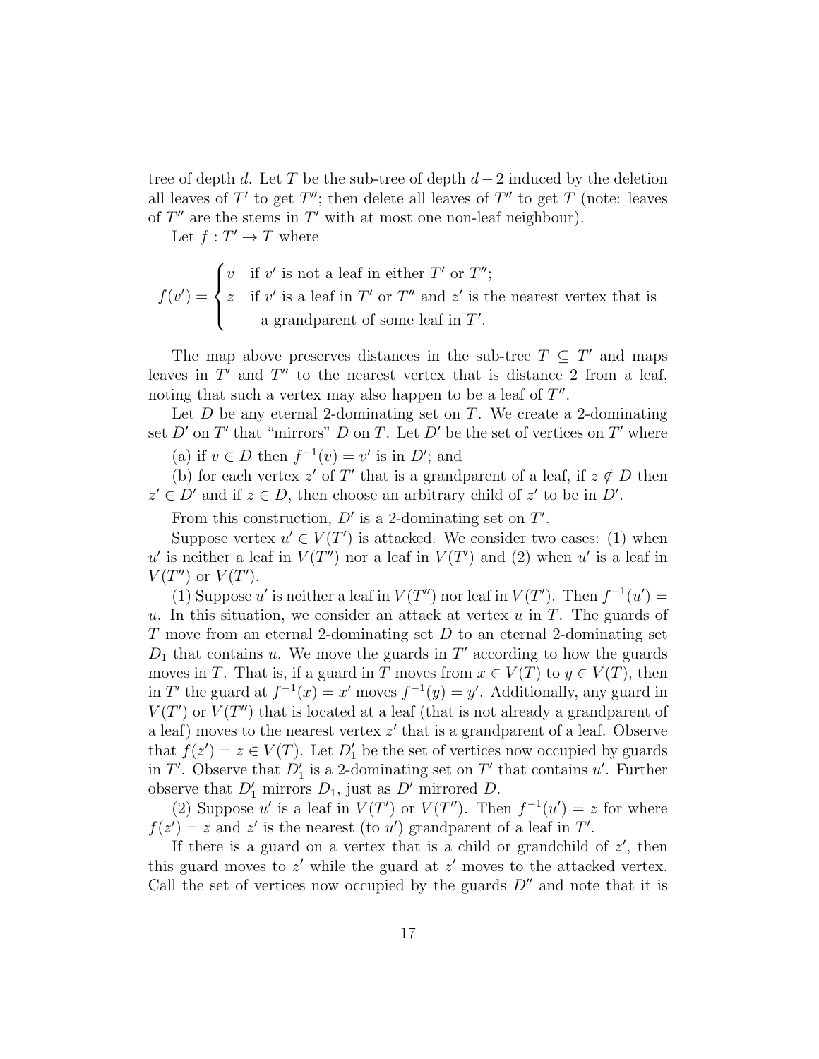tree of depth $d$. Let $T$ be the sub-tree of depth $d-2$ induced by the deletion all leaves of $T'$ to get $T''$; then delete all leaves of $T''$ to get $T$ (note: leaves of $T''$ are the stems in $T'$ with at most one non-leaf neighbour).

Let $f : T' \to T$ where

$$f(v') = \begin{cases} v & \text{if } v' \text{ is not a leaf in either } T' \text{ or } T''; \\ z & \text{if } v' \text{ is a leaf in } T' \text{ or } T'' \text{ and } z' \text{ is the nearest vertex that is} \\ & \quad \text{a grandparent of some leaf in } T'. \end{cases}$$

The map above preserves distances in the sub-tree $T \subseteq T'$ and maps leaves in $T'$ and $T''$ to the nearest vertex that is distance 2 from a leaf, noting that such a vertex may also happen to be a leaf of $T''$.

Let $D$ be any eternal 2-dominating set on $T$. We create a 2-dominating set $D'$ on $T'$ that "mirrors" $D$ on $T$. Let $D'$ be the set of vertices on $T'$ where

(a) if $v \in D$ then $f^{-1}(v) = v'$ is in $D'$; and

(b) for each vertex $z'$ of $T'$ that is a grandparent of a leaf, if $z \notin D$ then $z' \in D'$ and if $z \in D$, then choose an arbitrary child of $z'$ to be in $D'$.

From this construction, $D'$ is a 2-dominating set on $T'$.

Suppose vertex $u' \in V(T')$ is attacked. We consider two cases: (1) when $u'$ is neither a leaf in $V(T'')$ nor a leaf in $V(T')$ and (2) when $u'$ is a leaf in $V(T'')$ or $V(T')$.

(1) Suppose $u'$ is neither a leaf in $V(T'')$ nor leaf in $V(T')$. Then $f^{-1}(u') = u$. In this situation, we consider an attack at vertex $u$ in $T$. The guards of $T$ move from an eternal 2-dominating set $D$ to an eternal 2-dominating set $D_1$ that contains $u$. We move the guards in $T'$ according to how the guards moves in $T$. That is, if a guard in $T$ moves from $x \in V(T)$ to $y \in V(T)$, then in $T'$ the guard at $f^{-1}(x) = x'$ moves $f^{-1}(y) = y'$. Additionally, any guard in $V(T')$ or $V(T'')$ that is located at a leaf (that is not already a grandparent of a leaf) moves to the nearest vertex $z'$ that is a grandparent of a leaf. Observe that $f(z') = z \in V(T)$. Let $D_1'$ be the set of vertices now occupied by guards in $T'$. Observe that $D_1'$ is a 2-dominating set on $T'$ that contains $u'$. Further observe that $D_1'$ mirrors $D_1$, just as $D'$ mirrored $D$.

(2) Suppose $u'$ is a leaf in $V(T')$ or $V(T'')$. Then $f^{-1}(u') = z$ for where $f(z') = z$ and $z'$ is the nearest (to $u'$) grandparent of a leaf in $T'$.

If there is a guard on a vertex that is a child or grandchild of $z'$, then this guard moves to $z'$ while the guard at $z'$ moves to the attacked vertex. Call the set of vertices now occupied by the guards $D''$ and note that it is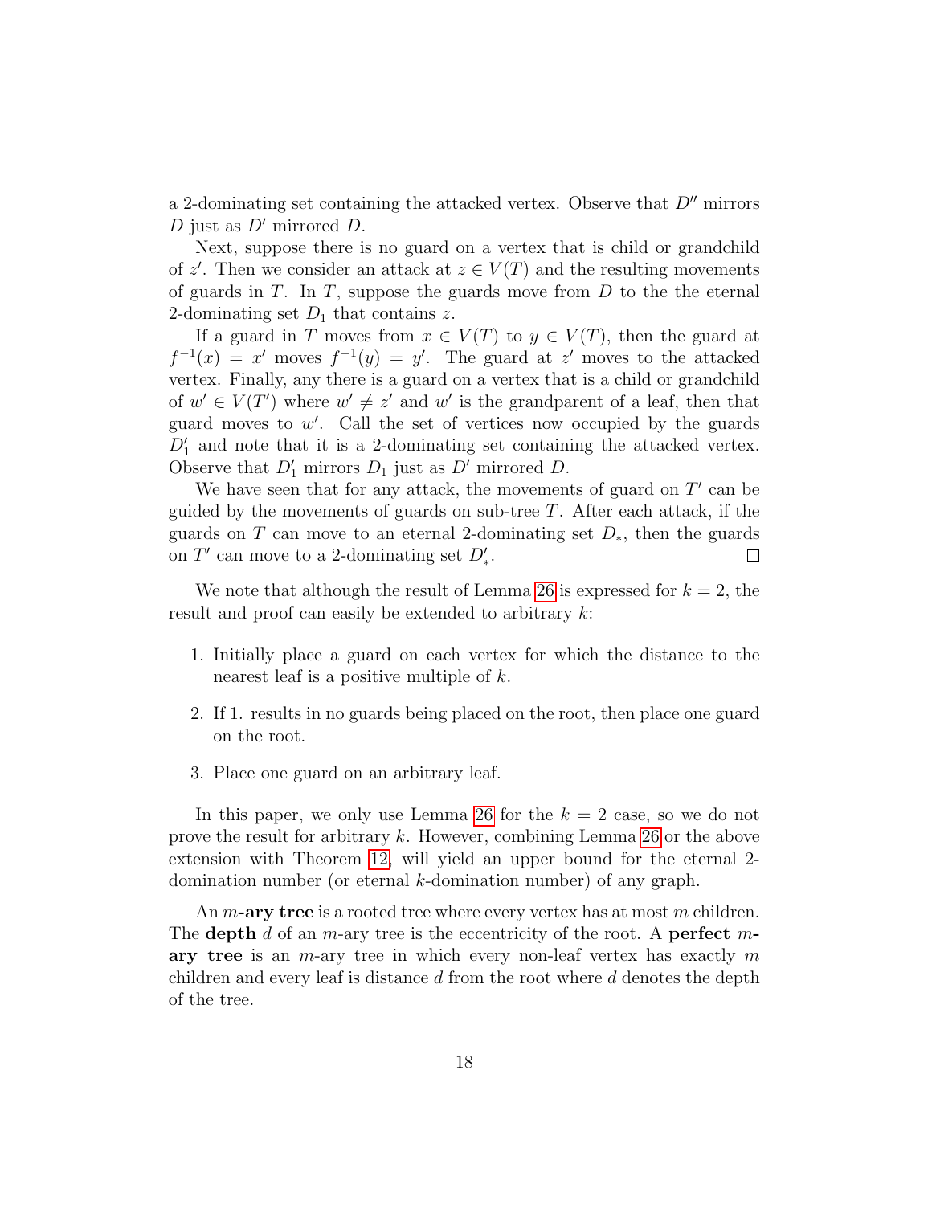a 2-dominating set containing the attacked vertex. Observe that $D''$ mirrors $D$ just as $D'$ mirrored $D$.

Next, suppose there is no guard on a vertex that is child or grandchild of $z'$. Then we consider an attack at $z \in V(T)$ and the resulting movements of guards in $T$. In $T$, suppose the guards move from $D$ to the the eternal 2-dominating set $D_1$ that contains $z$.

If a guard in $T$ moves from $x \in V(T)$ to $y \in V(T)$, then the guard at $f^{-1}(x) = x'$ moves $f^{-1}(y) = y'$. The guard at $z'$ moves to the attacked vertex. Finally, any there is a guard on a vertex that is a child or grandchild of $w' \in V(T')$ where $w' \neq z'$ and $w'$ is the grandparent of a leaf, then that guard moves to $w'$. Call the set of vertices now occupied by the guards $D'_1$ and note that it is a 2-dominating set containing the attacked vertex. Observe that $D'_1$ mirrors $D_1$ just as $D'$ mirrored $D$.

We have seen that for any attack, the movements of guard on $T'$ can be guided by the movements of guards on sub-tree $T$. After each attack, if the guards on $T$ can move to an eternal 2-dominating set $D_*$, then the guards on $T'$ can move to a 2-dominating set $D'_*$. □

We note that although the result of Lemma 26 is expressed for $k = 2$, the result and proof can easily be extended to arbitrary $k$:

1. Initially place a guard on each vertex for which the distance to the nearest leaf is a positive multiple of $k$.
2. If 1. results in no guards being placed on the root, then place one guard on the root.
3. Place one guard on an arbitrary leaf.

In this paper, we only use Lemma 26 for the $k = 2$ case, so we do not prove the result for arbitrary $k$. However, combining Lemma 26 or the above extension with Theorem 12, will yield an upper bound for the eternal 2-domination number (or eternal $k$-domination number) of any graph.

An $m$**-ary tree** is a rooted tree where every vertex has at most $m$ children. The **depth** $d$ of an $m$-ary tree is the eccentricity of the root. A **perfect** $m$**-ary tree** is an $m$-ary tree in which every non-leaf vertex has exactly $m$ children and every leaf is distance $d$ from the root where $d$ denotes the depth of the tree.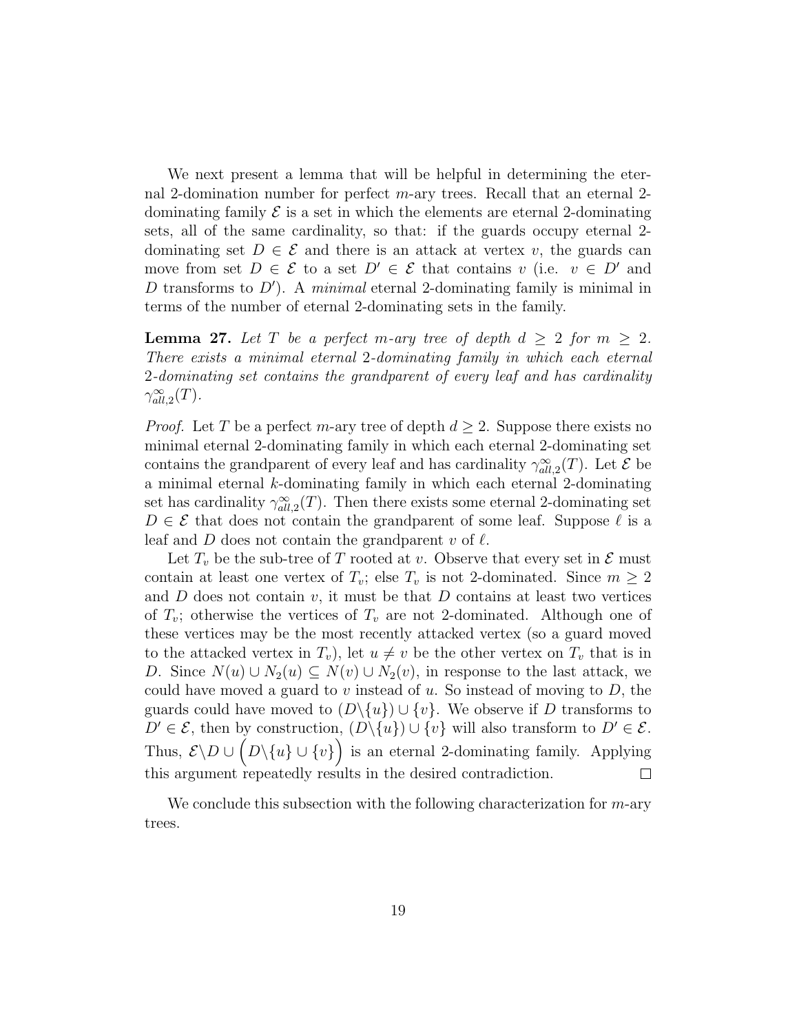We next present a lemma that will be helpful in determining the eternal 2-domination number for perfect $m$-ary trees. Recall that an eternal 2-dominating family $\mathcal{E}$ is a set in which the elements are eternal 2-dominating sets, all of the same cardinality, so that: if the guards occupy eternal 2-dominating set $D \in \mathcal{E}$ and there is an attack at vertex $v$, the guards can move from set $D \in \mathcal{E}$ to a set $D' \in \mathcal{E}$ that contains $v$ (i.e. $v \in D'$ and $D$ transforms to $D'$). A *minimal* eternal 2-dominating family is minimal in terms of the number of eternal 2-dominating sets in the family.

**Lemma 27.** *Let $T$ be a perfect $m$-ary tree of depth $d \geq 2$ for $m \geq 2$. There exists a minimal eternal 2-dominating family in which each eternal 2-dominating set contains the grandparent of every leaf and has cardinality $\gamma^{\infty}_{all,2}(T)$.*

*Proof.* Let $T$ be a perfect $m$-ary tree of depth $d \geq 2$. Suppose there exists no minimal eternal 2-dominating family in which each eternal 2-dominating set contains the grandparent of every leaf and has cardinality $\gamma^{\infty}_{all,2}(T)$. Let $\mathcal{E}$ be a minimal eternal $k$-dominating family in which each eternal 2-dominating set has cardinality $\gamma^{\infty}_{all,2}(T)$. Then there exists some eternal 2-dominating set $D \in \mathcal{E}$ that does not contain the grandparent of some leaf. Suppose $\ell$ is a leaf and $D$ does not contain the grandparent $v$ of $\ell$.

Let $T_v$ be the sub-tree of $T$ rooted at $v$. Observe that every set in $\mathcal{E}$ must contain at least one vertex of $T_v$; else $T_v$ is not 2-dominated. Since $m \geq 2$ and $D$ does not contain $v$, it must be that $D$ contains at least two vertices of $T_v$; otherwise the vertices of $T_v$ are not 2-dominated. Although one of these vertices may be the most recently attacked vertex (so a guard moved to the attacked vertex in $T_v$), let $u \neq v$ be the other vertex on $T_v$ that is in $D$. Since $N(u) \cup N_2(u) \subseteq N(v) \cup N_2(v)$, in response to the last attack, we could have moved a guard to $v$ instead of $u$. So instead of moving to $D$, the guards could have moved to $(D \backslash \{u\}) \cup \{v\}$. We observe if $D$ transforms to $D' \in \mathcal{E}$, then by construction, $(D \backslash \{u\}) \cup \{v\}$ will also transform to $D' \in \mathcal{E}$. Thus, $\mathcal{E} \backslash D \cup \Big(D \backslash \{u\} \cup \{v\}\Big)$ is an eternal 2-dominating family. Applying this argument repeatedly results in the desired contradiction. $\square$

We conclude this subsection with the following characterization for $m$-ary trees.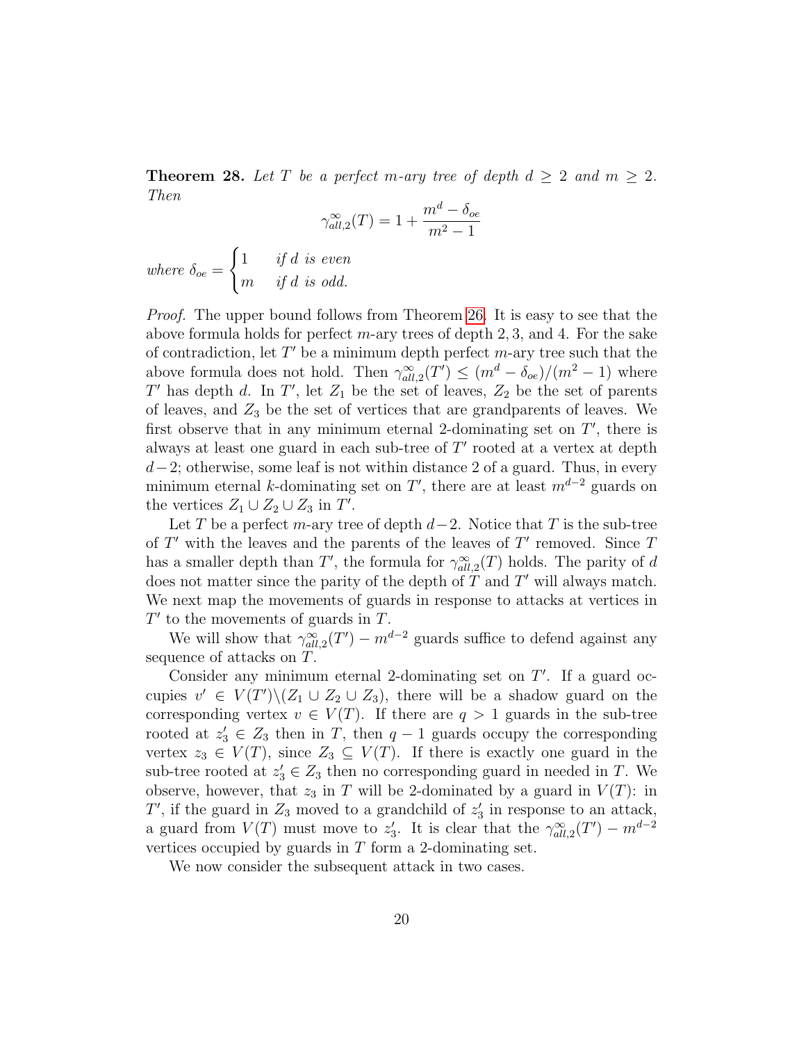**Theorem 28.** *Let $T$ be a perfect $m$-ary tree of depth $d \geq 2$ and $m \geq 2$. Then*

$$\gamma^{\infty}_{all,2}(T) = 1 + \frac{m^d - \delta_{oe}}{m^2 - 1}$$

*where* $\delta_{oe} = \begin{cases} 1 & \textit{if } d \textit{ is even} \\ m & \textit{if } d \textit{ is odd.} \end{cases}$

*Proof.* The upper bound follows from Theorem 26. It is easy to see that the above formula holds for perfect $m$-ary trees of depth 2, 3, and 4. For the sake of contradiction, let $T'$ be a minimum depth perfect $m$-ary tree such that the above formula does not hold. Then $\gamma^{\infty}_{all,2}(T') \leq (m^d - \delta_{oe})/(m^2 - 1)$ where $T'$ has depth $d$. In $T'$, let $Z_1$ be the set of leaves, $Z_2$ be the set of parents of leaves, and $Z_3$ be the set of vertices that are grandparents of leaves. We first observe that in any minimum eternal 2-dominating set on $T'$, there is always at least one guard in each sub-tree of $T'$ rooted at a vertex at depth $d-2$; otherwise, some leaf is not within distance 2 of a guard. Thus, in every minimum eternal $k$-dominating set on $T'$, there are at least $m^{d-2}$ guards on the vertices $Z_1 \cup Z_2 \cup Z_3$ in $T'$.

Let $T$ be a perfect $m$-ary tree of depth $d-2$. Notice that $T$ is the sub-tree of $T'$ with the leaves and the parents of the leaves of $T'$ removed. Since $T$ has a smaller depth than $T'$, the formula for $\gamma^{\infty}_{all,2}(T)$ holds. The parity of $d$ does not matter since the parity of the depth of $T$ and $T'$ will always match. We next map the movements of guards in response to attacks at vertices in $T'$ to the movements of guards in $T$.

We will show that $\gamma^{\infty}_{all,2}(T') - m^{d-2}$ guards suffice to defend against any sequence of attacks on $T$.

Consider any minimum eternal 2-dominating set on $T'$. If a guard occupies $v' \in V(T') \backslash (Z_1 \cup Z_2 \cup Z_3)$, there will be a shadow guard on the corresponding vertex $v \in V(T)$. If there are $q > 1$ guards in the sub-tree rooted at $z_3' \in Z_3$ then in $T$, then $q-1$ guards occupy the corresponding vertex $z_3 \in V(T)$, since $Z_3 \subseteq V(T)$. If there is exactly one guard in the sub-tree rooted at $z_3' \in Z_3$ then no corresponding guard in needed in $T$. We observe, however, that $z_3$ in $T$ will be 2-dominated by a guard in $V(T)$: in $T'$, if the guard in $Z_3$ moved to a grandchild of $z_3'$ in response to an attack, a guard from $V(T)$ must move to $z_3'$. It is clear that the $\gamma^{\infty}_{all,2}(T') - m^{d-2}$ vertices occupied by guards in $T$ form a 2-dominating set.

We now consider the subsequent attack in two cases.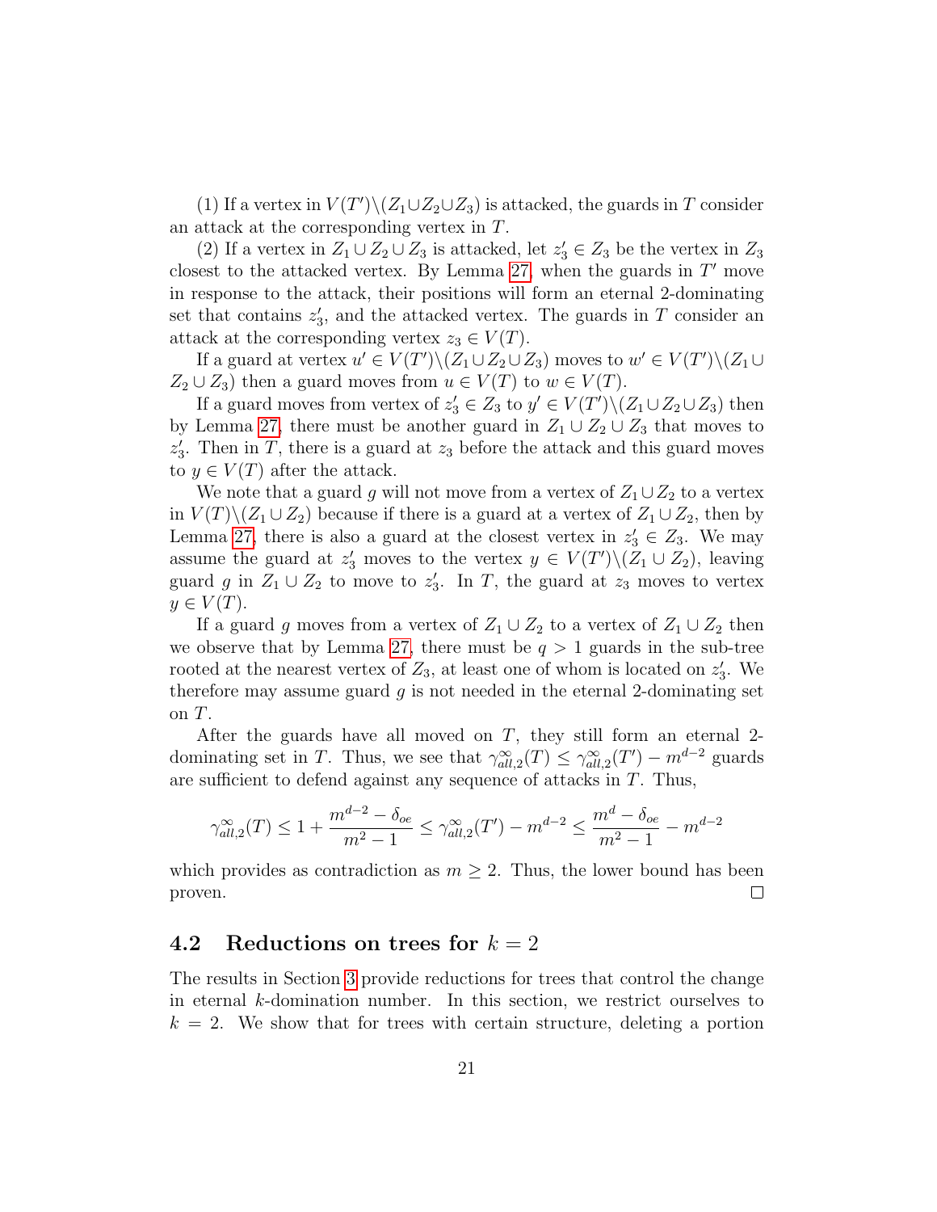(1) If a vertex in $V(T')\backslash(Z_1\cup Z_2\cup Z_3)$ is attacked, the guards in $T$ consider an attack at the corresponding vertex in $T$.

(2) If a vertex in $Z_1 \cup Z_2 \cup Z_3$ is attacked, let $z_3' \in Z_3$ be the vertex in $Z_3$ closest to the attacked vertex. By Lemma 27, when the guards in $T'$ move in response to the attack, their positions will form an eternal 2-dominating set that contains $z_3'$, and the attacked vertex. The guards in $T$ consider an attack at the corresponding vertex $z_3 \in V(T)$.

If a guard at vertex $u' \in V(T')\backslash(Z_1\cup Z_2\cup Z_3)$ moves to $w' \in V(T')\backslash(Z_1 \cup Z_2 \cup Z_3)$ then a guard moves from $u \in V(T)$ to $w \in V(T)$.

If a guard moves from vertex of $z_3' \in Z_3$ to $y' \in V(T')\backslash(Z_1\cup Z_2\cup Z_3)$ then by Lemma 27, there must be another guard in $Z_1 \cup Z_2 \cup Z_3$ that moves to $z_3'$. Then in $T$, there is a guard at $z_3$ before the attack and this guard moves to $y \in V(T)$ after the attack.

We note that a guard $g$ will not move from a vertex of $Z_1 \cup Z_2$ to a vertex in $V(T)\backslash(Z_1 \cup Z_2)$ because if there is a guard at a vertex of $Z_1 \cup Z_2$, then by Lemma 27, there is also a guard at the closest vertex in $z_3' \in Z_3$. We may assume the guard at $z_3'$ moves to the vertex $y \in V(T')\backslash(Z_1 \cup Z_2)$, leaving guard $g$ in $Z_1 \cup Z_2$ to move to $z_3'$. In $T$, the guard at $z_3$ moves to vertex $y \in V(T)$.

If a guard $g$ moves from a vertex of $Z_1 \cup Z_2$ to a vertex of $Z_1 \cup Z_2$ then we observe that by Lemma 27, there must be $q > 1$ guards in the sub-tree rooted at the nearest vertex of $Z_3$, at least one of whom is located on $z_3'$. We therefore may assume guard $g$ is not needed in the eternal 2-dominating set on $T$.

After the guards have all moved on $T$, they still form an eternal 2-dominating set in $T$. Thus, we see that $\gamma^{\infty}_{all,2}(T) \leq \gamma^{\infty}_{all,2}(T') - m^{d-2}$ guards are sufficient to defend against any sequence of attacks in $T$. Thus,

$$\gamma^{\infty}_{all,2}(T) \leq 1 + \frac{m^{d-2} - \delta_{oe}}{m^2 - 1} \leq \gamma^{\infty}_{all,2}(T') - m^{d-2} \leq \frac{m^{d} - \delta_{oe}}{m^2 - 1} - m^{d-2}$$

which provides as contradiction as $m \geq 2$. Thus, the lower bound has been proven. □

## 4.2 Reductions on trees for $k = 2$

The results in Section 3 provide reductions for trees that control the change in eternal $k$-domination number. In this section, we restrict ourselves to $k = 2$. We show that for trees with certain structure, deleting a portion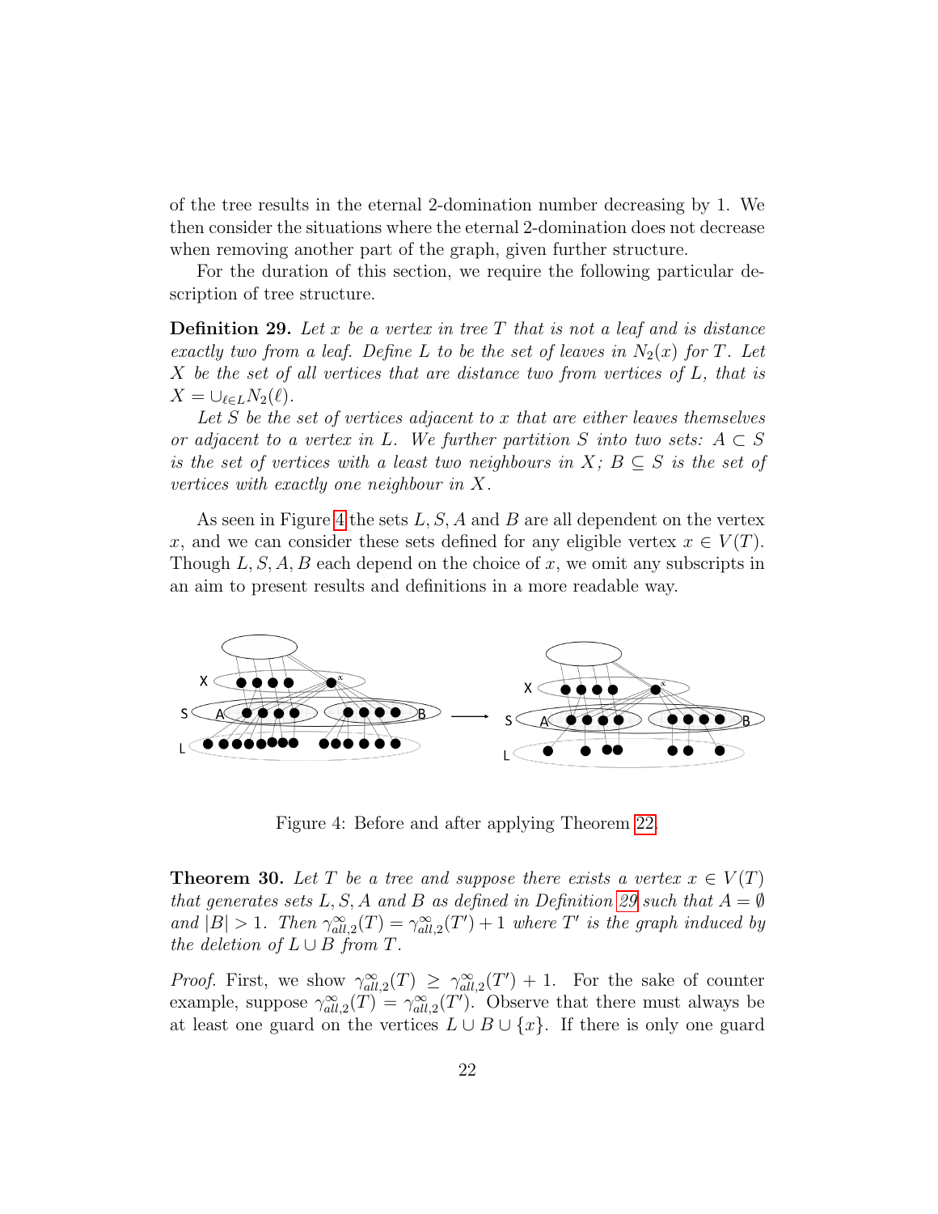of the tree results in the eternal 2-domination number decreasing by 1. We then consider the situations where the eternal 2-domination does not decrease when removing another part of the graph, given further structure.

For the duration of this section, we require the following particular description of tree structure.

**Definition 29.** *Let $x$ be a vertex in tree $T$ that is not a leaf and is distance exactly two from a leaf. Define $L$ to be the set of leaves in $N_2(x)$ for $T$. Let $X$ be the set of all vertices that are distance two from vertices of $L$, that is $X = \cup_{\ell \in L} N_2(\ell)$.*

*Let $S$ be the set of vertices adjacent to $x$ that are either leaves themselves or adjacent to a vertex in $L$. We further partition $S$ into two sets: $A \subset S$ is the set of vertices with a least two neighbours in $X$; $B \subseteq S$ is the set of vertices with exactly one neighbour in $X$.*

As seen in Figure 4 the sets $L, S, A$ and $B$ are all dependent on the vertex $x$, and we can consider these sets defined for any eligible vertex $x \in V(T)$. Though $L, S, A, B$ each depend on the choice of $x$, we omit any subscripts in an aim to present results and definitions in a more readable way.

Figure 4: Before and after applying Theorem 22.

**Theorem 30.** *Let $T$ be a tree and suppose there exists a vertex $x \in V(T)$ that generates sets $L, S, A$ and $B$ as defined in Definition 29 such that $A = \emptyset$ and $|B| > 1$. Then $\gamma^{\infty}_{all,2}(T) = \gamma^{\infty}_{all,2}(T') + 1$ where $T'$ is the graph induced by the deletion of $L \cup B$ from $T$.*

*Proof.* First, we show $\gamma^{\infty}_{all,2}(T) \geq \gamma^{\infty}_{all,2}(T') + 1$. For the sake of counter example, suppose $\gamma^{\infty}_{all,2}(T) = \gamma^{\infty}_{all,2}(T')$. Observe that there must always be at least one guard on the vertices $L \cup B \cup \{x\}$. If there is only one guard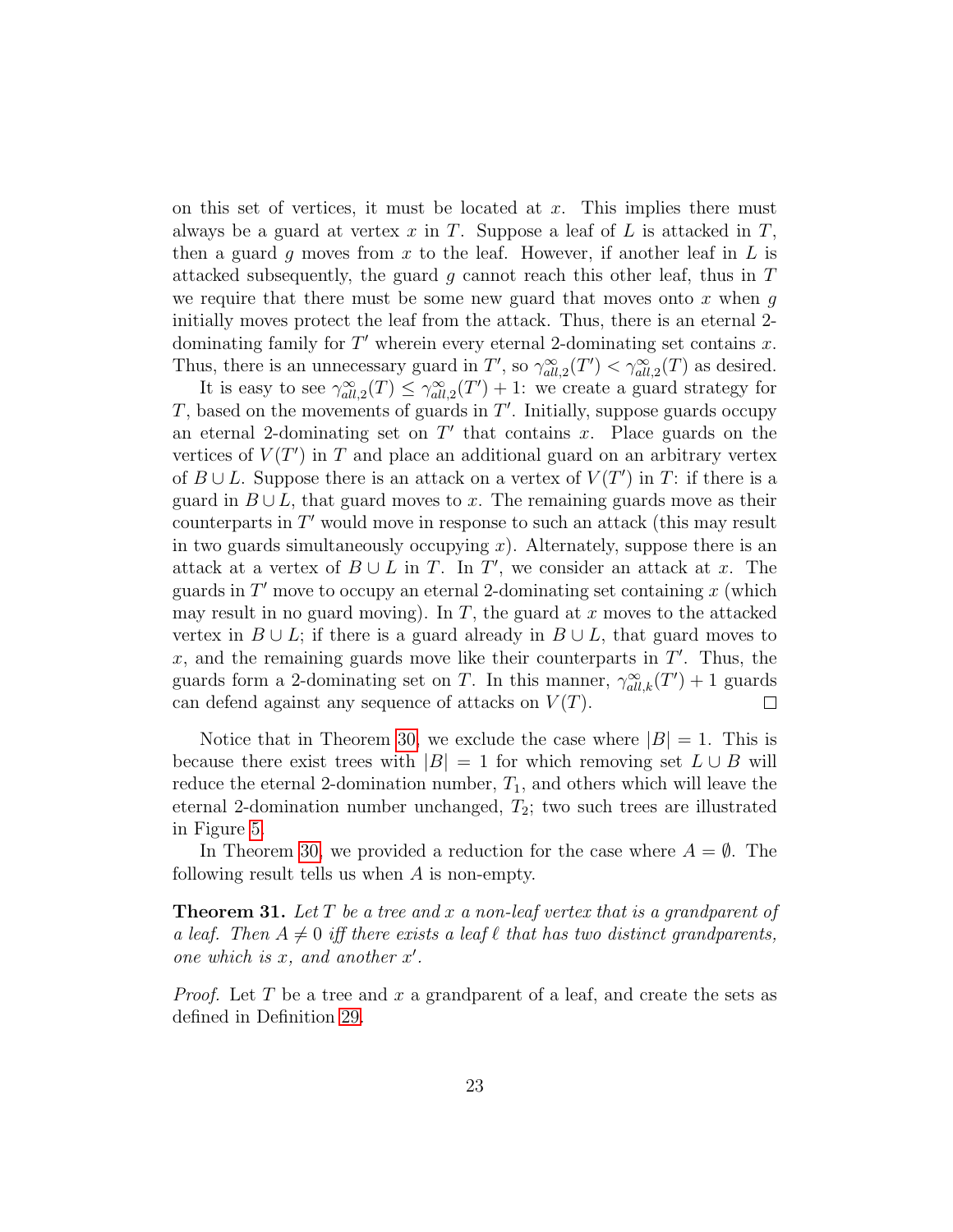on this set of vertices, it must be located at $x$. This implies there must always be a guard at vertex $x$ in $T$. Suppose a leaf of $L$ is attacked in $T$, then a guard $g$ moves from $x$ to the leaf. However, if another leaf in $L$ is attacked subsequently, the guard $g$ cannot reach this other leaf, thus in $T$ we require that there must be some new guard that moves onto $x$ when $g$ initially moves protect the leaf from the attack. Thus, there is an eternal 2-dominating family for $T'$ wherein every eternal 2-dominating set contains $x$. Thus, there is an unnecessary guard in $T'$, so $\gamma^{\infty}_{all,2}(T') < \gamma^{\infty}_{all,2}(T)$ as desired.

It is easy to see $\gamma^{\infty}_{all,2}(T) \leq \gamma^{\infty}_{all,2}(T') + 1$: we create a guard strategy for $T$, based on the movements of guards in $T'$. Initially, suppose guards occupy an eternal 2-dominating set on $T'$ that contains $x$. Place guards on the vertices of $V(T')$ in $T$ and place an additional guard on an arbitrary vertex of $B \cup L$. Suppose there is an attack on a vertex of $V(T')$ in $T$: if there is a guard in $B \cup L$, that guard moves to $x$. The remaining guards move as their counterparts in $T'$ would move in response to such an attack (this may result in two guards simultaneously occupying $x$). Alternately, suppose there is an attack at a vertex of $B \cup L$ in $T$. In $T'$, we consider an attack at $x$. The guards in $T'$ move to occupy an eternal 2-dominating set containing $x$ (which may result in no guard moving). In $T$, the guard at $x$ moves to the attacked vertex in $B \cup L$; if there is a guard already in $B \cup L$, that guard moves to $x$, and the remaining guards move like their counterparts in $T'$. Thus, the guards form a 2-dominating set on $T$. In this manner, $\gamma^{\infty}_{all,k}(T') + 1$ guards can defend against any sequence of attacks on $V(T)$. $\square$

Notice that in Theorem 30, we exclude the case where $|B| = 1$. This is because there exist trees with $|B| = 1$ for which removing set $L \cup B$ will reduce the eternal 2-domination number, $T_1$, and others which will leave the eternal 2-domination number unchanged, $T_2$; two such trees are illustrated in Figure 5.

In Theorem 30, we provided a reduction for the case where $A = \emptyset$. The following result tells us when $A$ is non-empty.

**Theorem 31.** *Let $T$ be a tree and $x$ a non-leaf vertex that is a grandparent of a leaf. Then $A \neq 0$ iff there exists a leaf $\ell$ that has two distinct grandparents, one which is $x$, and another $x'$.*

*Proof.* Let $T$ be a tree and $x$ a grandparent of a leaf, and create the sets as defined in Definition 29.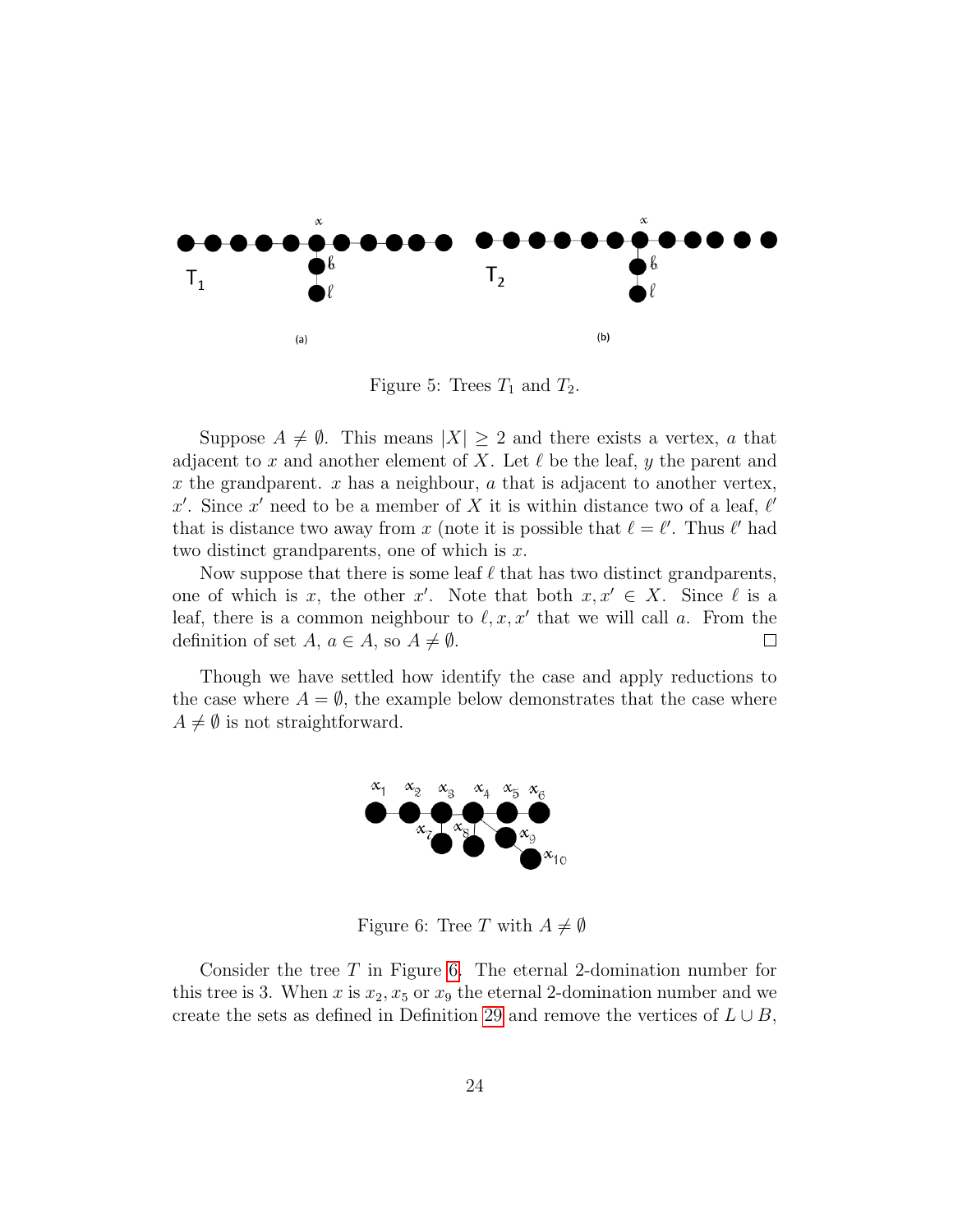Figure 5: Trees $T_1$ and $T_2$.

Suppose $A \neq \emptyset$. This means $|X| \geq 2$ and there exists a vertex, $a$ that adjacent to $x$ and another element of $X$. Let $\ell$ be the leaf, $y$ the parent and $x$ the grandparent. $x$ has a neighbour, $a$ that is adjacent to another vertex, $x'$. Since $x'$ need to be a member of $X$ it is within distance two of a leaf, $\ell'$ that is distance two away from $x$ (note it is possible that $\ell = \ell'$. Thus $\ell'$ had two distinct grandparents, one of which is $x$.

Now suppose that there is some leaf $\ell$ that has two distinct grandparents, one of which is $x$, the other $x'$. Note that both $x, x' \in X$. Since $\ell$ is a leaf, there is a common neighbour to $\ell, x, x'$ that we will call $a$. From the definition of set $A$, $a \in A$, so $A \neq \emptyset$. □

Though we have settled how identify the case and apply reductions to the case where $A = \emptyset$, the example below demonstrates that the case where $A \neq \emptyset$ is not straightforward.

Figure 6: Tree $T$ with $A \neq \emptyset$

Consider the tree $T$ in Figure 6. The eternal 2-domination number for this tree is 3. When $x$ is $x_2, x_5$ or $x_9$ the eternal 2-domination number and we create the sets as defined in Definition 29 and remove the vertices of $L \cup B$,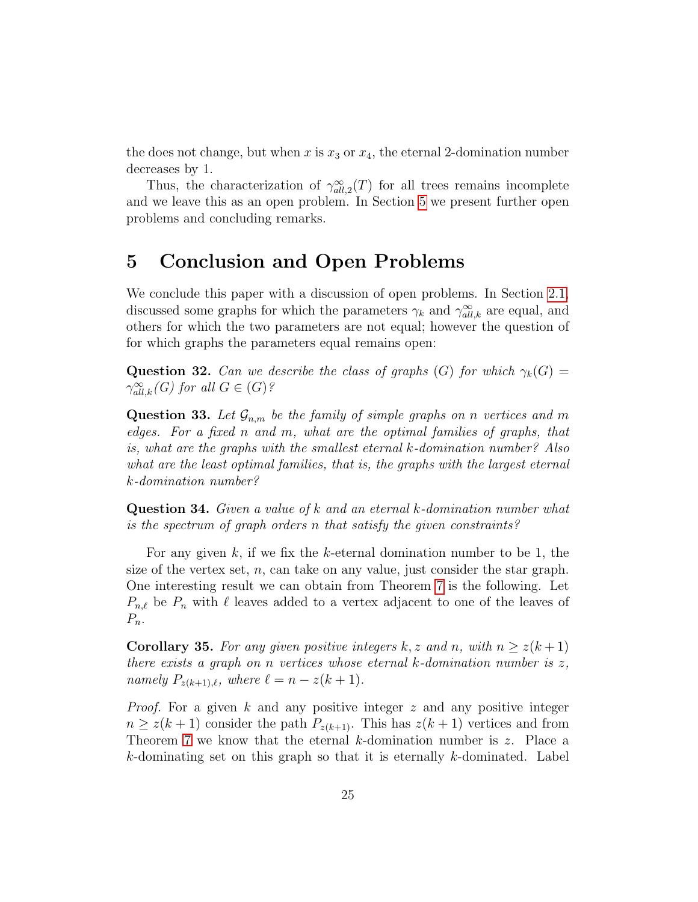the does not change, but when $x$ is $x_3$ or $x_4$, the eternal 2-domination number decreases by 1.

Thus, the characterization of $\gamma^{\infty}_{all,2}(T)$ for all trees remains incomplete and we leave this as an open problem. In Section 5 we present further open problems and concluding remarks.

# 5 Conclusion and Open Problems

We conclude this paper with a discussion of open problems. In Section 2.1, discussed some graphs for which the parameters $\gamma_k$ and $\gamma^{\infty}_{all,k}$ are equal, and others for which the two parameters are not equal; however the question of for which graphs the parameters equal remains open:

**Question 32.** *Can we describe the class of graphs* $(G)$ *for which* $\gamma_k(G) = \gamma^{\infty}_{all,k}(G)$ *for all* $G \in (G)$*?*

**Question 33.** *Let* $\mathcal{G}_{n,m}$ *be the family of simple graphs on* $n$ *vertices and* $m$ *edges. For a fixed* $n$ *and* $m$*, what are the optimal families of graphs, that is, what are the graphs with the smallest eternal* $k$*-domination number? Also what are the least optimal families, that is, the graphs with the largest eternal* $k$*-domination number?*

**Question 34.** *Given a value of* $k$ *and an eternal* $k$*-domination number what is the spectrum of graph orders* $n$ *that satisfy the given constraints?*

For any given $k$, if we fix the $k$-eternal domination number to be 1, the size of the vertex set, $n$, can take on any value, just consider the star graph. One interesting result we can obtain from Theorem 7 is the following. Let $P_{n,\ell}$ be $P_n$ with $\ell$ leaves added to a vertex adjacent to one of the leaves of $P_n$.

**Corollary 35.** *For any given positive integers* $k, z$ *and* $n$*, with* $n \geq z(k+1)$ *there exists a graph on* $n$ *vertices whose eternal* $k$*-domination number is* $z$*, namely* $P_{z(k+1),\ell}$*, where* $\ell = n - z(k+1)$*.*

*Proof.* For a given $k$ and any positive integer $z$ and any positive integer $n \geq z(k+1)$ consider the path $P_{z(k+1)}$. This has $z(k+1)$ vertices and from Theorem 7 we know that the eternal $k$-domination number is $z$. Place a $k$-dominating set on this graph so that it is eternally $k$-dominated. Label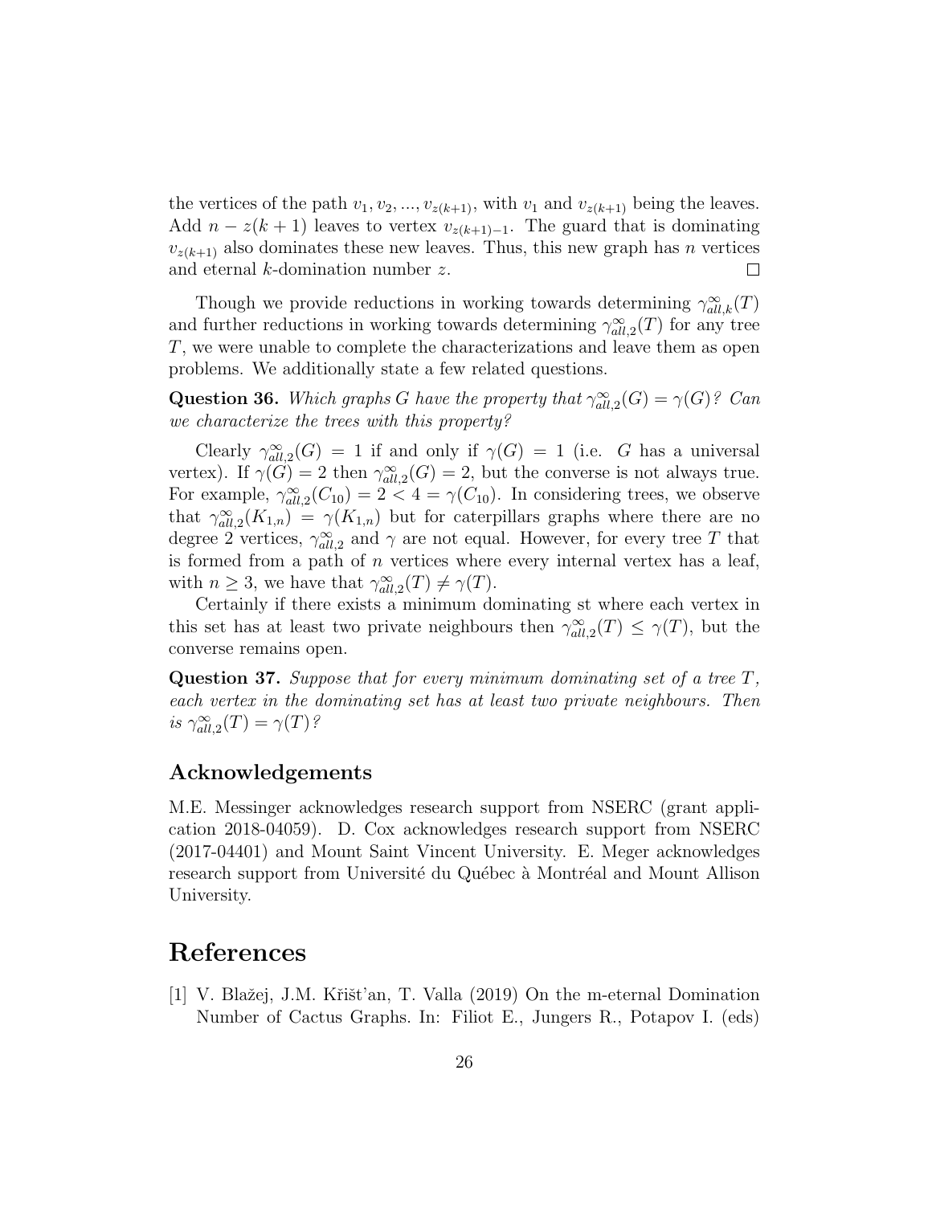the vertices of the path $v_1, v_2, ..., v_{z(k+1)}$, with $v_1$ and $v_{z(k+1)}$ being the leaves. Add $n - z(k+1)$ leaves to vertex $v_{z(k+1)-1}$. The guard that is dominating $v_{z(k+1)}$ also dominates these new leaves. Thus, this new graph has $n$ vertices and eternal $k$-domination number $z$. □

Though we provide reductions in working towards determining $\gamma^{\infty}_{all,k}(T)$ and further reductions in working towards determining $\gamma^{\infty}_{all,2}(T)$ for any tree $T$, we were unable to complete the characterizations and leave them as open problems. We additionally state a few related questions.

**Question 36.** *Which graphs $G$ have the property that $\gamma^{\infty}_{all,2}(G) = \gamma(G)$? Can we characterize the trees with this property?*

Clearly $\gamma^{\infty}_{all,2}(G) = 1$ if and only if $\gamma(G) = 1$ (i.e. $G$ has a universal vertex). If $\gamma(G) = 2$ then $\gamma^{\infty}_{all,2}(G) = 2$, but the converse is not always true. For example, $\gamma^{\infty}_{all,2}(C_{10}) = 2 < 4 = \gamma(C_{10})$. In considering trees, we observe that $\gamma^{\infty}_{all,2}(K_{1,n}) = \gamma(K_{1,n})$ but for caterpillars graphs where there are no degree 2 vertices, $\gamma^{\infty}_{all,2}$ and $\gamma$ are not equal. However, for every tree $T$ that is formed from a path of $n$ vertices where every internal vertex has a leaf, with $n \geq 3$, we have that $\gamma^{\infty}_{all,2}(T) \neq \gamma(T)$.

Certainly if there exists a minimum dominating st where each vertex in this set has at least two private neighbours then $\gamma^{\infty}_{all,2}(T) \leq \gamma(T)$, but the converse remains open.

**Question 37.** *Suppose that for every minimum dominating set of a tree $T$, each vertex in the dominating set has at least two private neighbours. Then is $\gamma^{\infty}_{all,2}(T) = \gamma(T)$?*

## Acknowledgements

M.E. Messinger acknowledges research support from NSERC (grant application 2018-04059). D. Cox acknowledges research support from NSERC (2017-04401) and Mount Saint Vincent University. E. Meger acknowledges research support from Université du Québec à Montréal and Mount Allison University.

# References

[1] V. Blažej, J.M. Křišt'an, T. Valla (2019) On the m-eternal Domination Number of Cactus Graphs. In: Filiot E., Jungers R., Potapov I. (eds)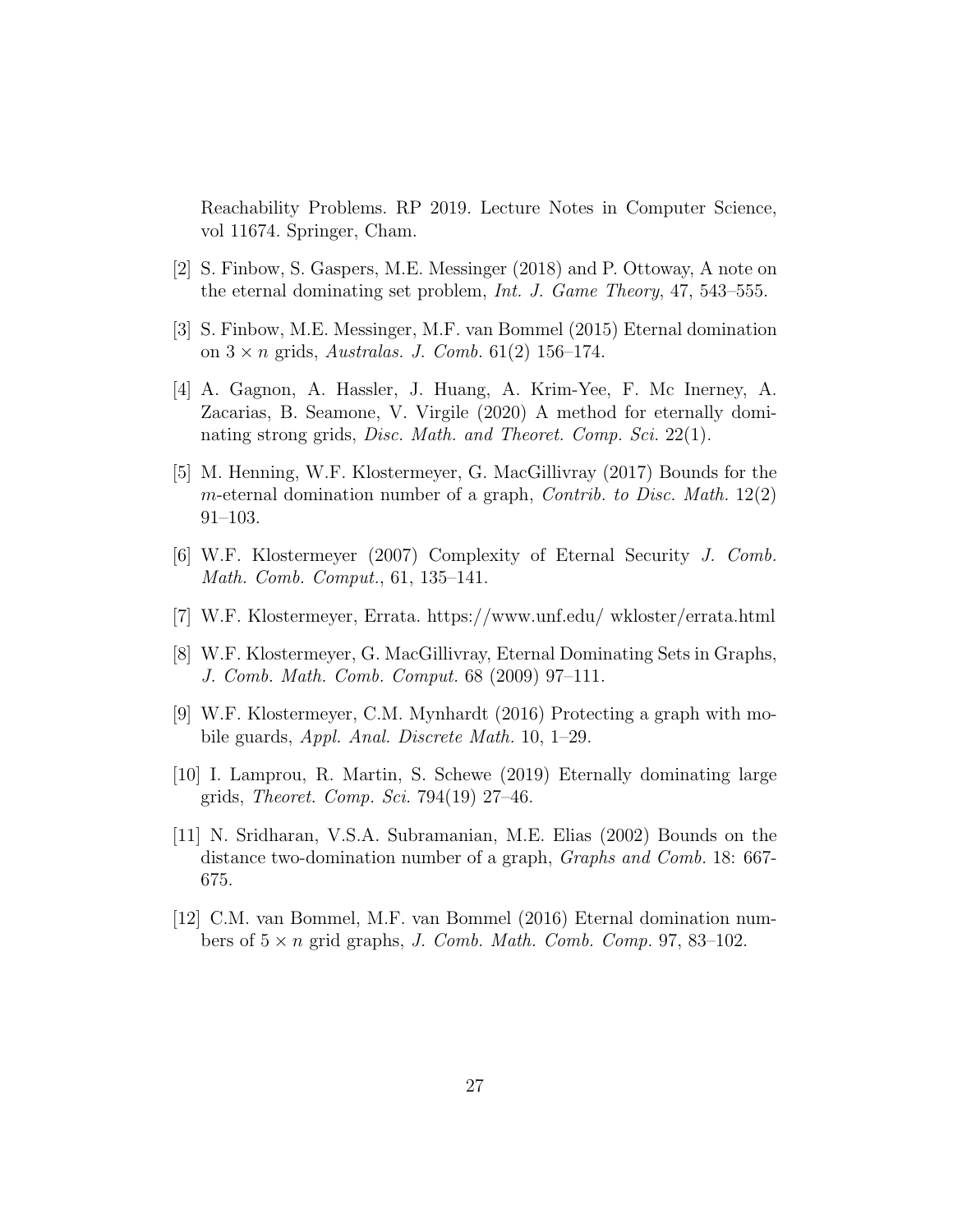Reachability Problems. RP 2019. Lecture Notes in Computer Science, vol 11674. Springer, Cham.

[2] S. Finbow, S. Gaspers, M.E. Messinger (2018) and P. Ottoway, A note on the eternal dominating set problem, *Int. J. Game Theory*, 47, 543–555.

[3] S. Finbow, M.E. Messinger, M.F. van Bommel (2015) Eternal domination on $3 \times n$ grids, *Australas. J. Comb.* 61(2) 156–174.

[4] A. Gagnon, A. Hassler, J. Huang, A. Krim-Yee, F. Mc Inerney, A. Zacarias, B. Seamone, V. Virgile (2020) A method for eternally dominating strong grids, *Disc. Math. and Theoret. Comp. Sci.* 22(1).

[5] M. Henning, W.F. Klostermeyer, G. MacGillivray (2017) Bounds for the $m$-eternal domination number of a graph, *Contrib. to Disc. Math.* 12(2) 91–103.

[6] W.F. Klostermeyer (2007) Complexity of Eternal Security *J. Comb. Math. Comb. Comput.*, 61, 135–141.

[7] W.F. Klostermeyer, Errata. https://www.unf.edu/ wkloster/errata.html

[8] W.F. Klostermeyer, G. MacGillivray, Eternal Dominating Sets in Graphs, *J. Comb. Math. Comb. Comput.* 68 (2009) 97–111.

[9] W.F. Klostermeyer, C.M. Mynhardt (2016) Protecting a graph with mobile guards, *Appl. Anal. Discrete Math.* 10, 1–29.

[10] I. Lamprou, R. Martin, S. Schewe (2019) Eternally dominating large grids, *Theoret. Comp. Sci.* 794(19) 27–46.

[11] N. Sridharan, V.S.A. Subramanian, M.E. Elias (2002) Bounds on the distance two-domination number of a graph, *Graphs and Comb.* 18: 667-675.

[12] C.M. van Bommel, M.F. van Bommel (2016) Eternal domination numbers of $5 \times n$ grid graphs, *J. Comb. Math. Comb. Comp.* 97, 83–102.